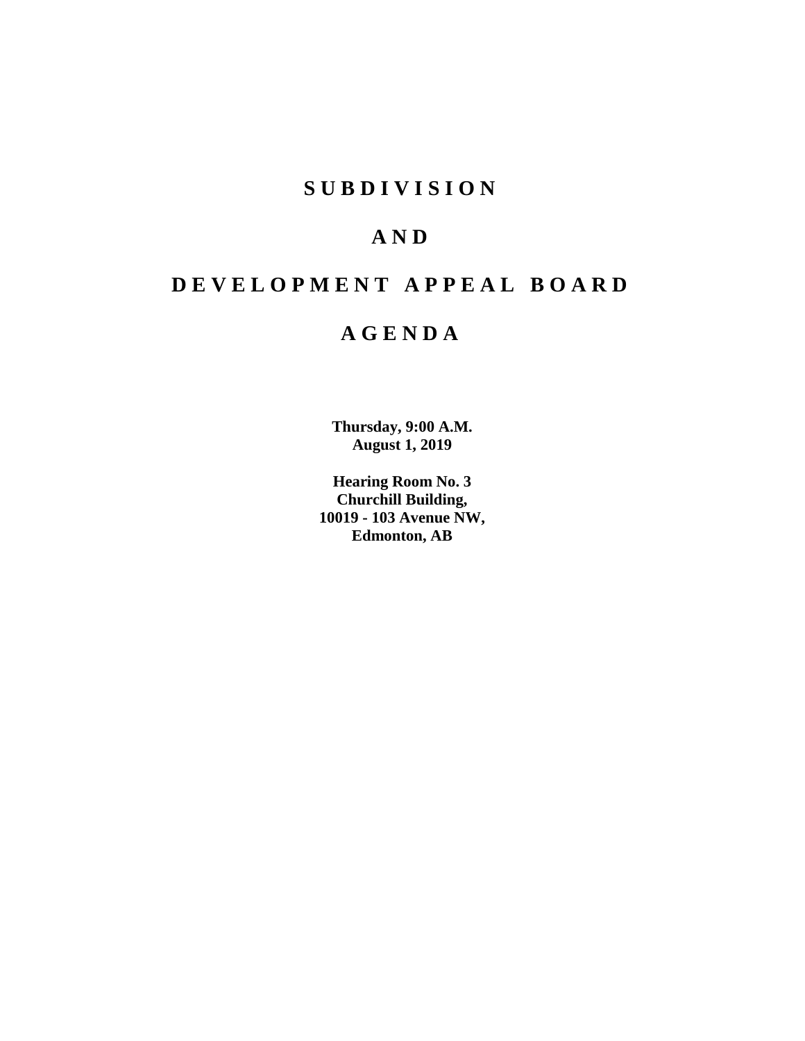# S U B D I V I S I O N

# A N D

# D E V E L O P M E N T   A P P E A L   B O A R D

# A G E N D A

**Thursday, 9:00 A.M.**
**August 1, 2019**

**Hearing Room No. 3**
**Churchill Building,**
**10019 - 103 Avenue NW,**
**Edmonton, AB**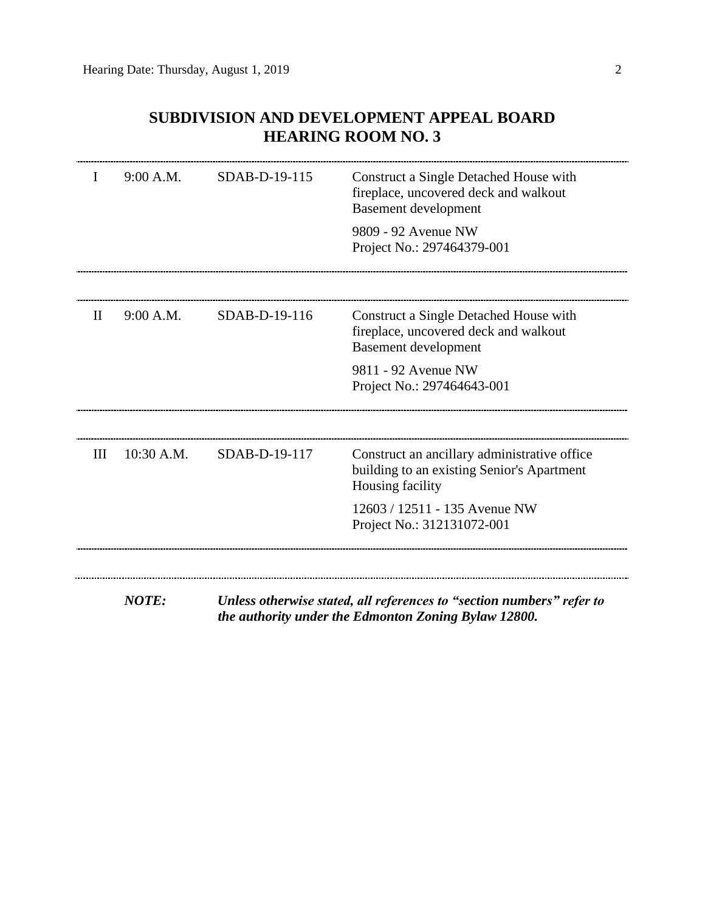## SUBDIVISION AND DEVELOPMENT APPEAL BOARD
## HEARING ROOM NO. 3

| | | | |
|---|---|---|---|
| I | 9:00 A.M. | SDAB-D-19-115 | Construct a Single Detached House with fireplace, uncovered deck and walkout Basement development<br><br>9809 - 92 Avenue NW<br>Project No.: 297464379-001 |
| II | 9:00 A.M. | SDAB-D-19-116 | Construct a Single Detached House with fireplace, uncovered deck and walkout Basement development<br><br>9811 - 92 Avenue NW<br>Project No.: 297464643-001 |
| III | 10:30 A.M. | SDAB-D-19-117 | Construct an ancillary administrative office building to an existing Senior's Apartment Housing facility<br><br>12603 / 12511 - 135 Avenue NW<br>Project No.: 312131072-001 |

***NOTE:*** ***Unless otherwise stated, all references to "section numbers" refer to the authority under the Edmonton Zoning Bylaw 12800.***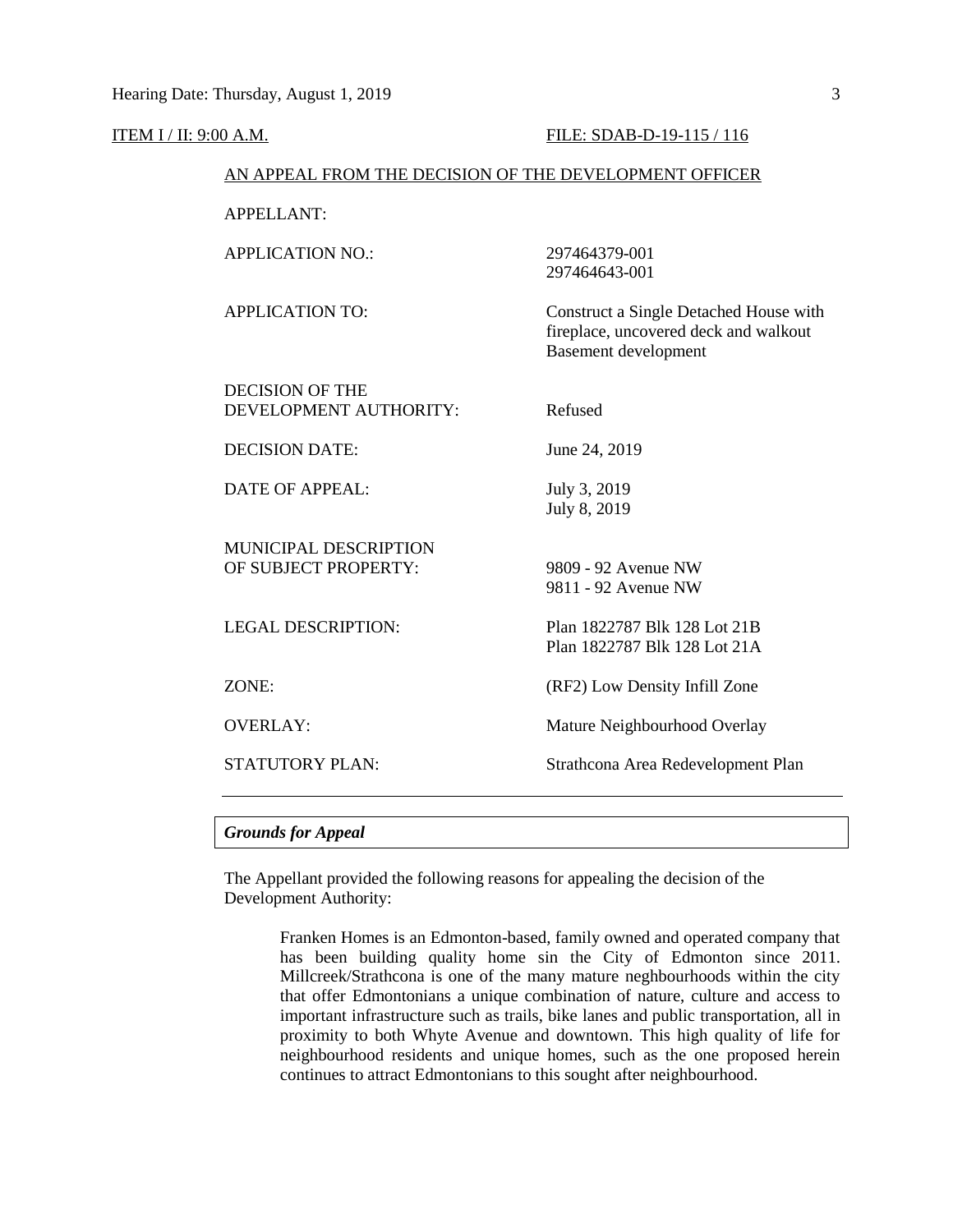ITEM I / II: 9:00 A.M. FILE: SDAB-D-19-115 / 116

AN APPEAL FROM THE DECISION OF THE DEVELOPMENT OFFICER

| | |
|---|---|
| APPELLANT: | |
| APPLICATION NO.: | 297464379-001<br>297464643-001 |
| APPLICATION TO: | Construct a Single Detached House with fireplace, uncovered deck and walkout Basement development |
| DECISION OF THE DEVELOPMENT AUTHORITY: | Refused |
| DECISION DATE: | June 24, 2019 |
| DATE OF APPEAL: | July 3, 2019<br>July 8, 2019 |
| MUNICIPAL DESCRIPTION OF SUBJECT PROPERTY: | 9809 - 92 Avenue NW<br>9811 - 92 Avenue NW |
| LEGAL DESCRIPTION: | Plan 1822787 Blk 128 Lot 21B<br>Plan 1822787 Blk 128 Lot 21A |
| ZONE: | (RF2) Low Density Infill Zone |
| OVERLAY: | Mature Neighbourhood Overlay |
| STATUTORY PLAN: | Strathcona Area Redevelopment Plan |

---

***Grounds for Appeal***

The Appellant provided the following reasons for appealing the decision of the Development Authority:

> Franken Homes is an Edmonton-based, family owned and operated company that has been building quality home sin the City of Edmonton since 2011. Millcreek/Strathcona is one of the many mature neghbourhoods within the city that offer Edmontonians a unique combination of nature, culture and access to important infrastructure such as trails, bike lanes and public transportation, all in proximity to both Whyte Avenue and downtown. This high quality of life for neighbourhood residents and unique homes, such as the one proposed herein continues to attract Edmontonians to this sought after neighbourhood.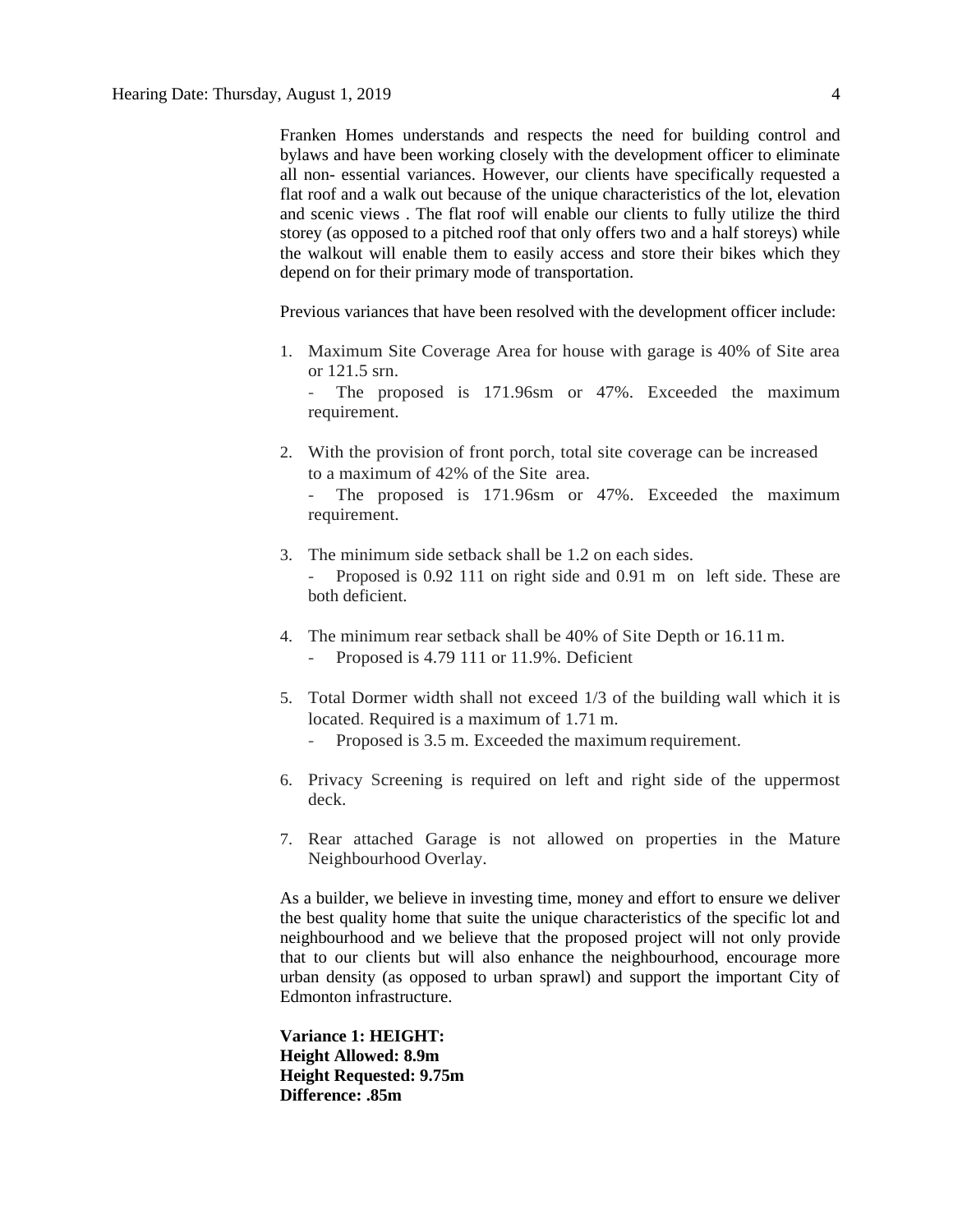Franken Homes understands and respects the need for building control and bylaws and have been working closely with the development officer to eliminate all non- essential variances. However, our clients have specifically requested a flat roof and a walk out because of the unique characteristics of the lot, elevation and scenic views . The flat roof will enable our clients to fully utilize the third storey (as opposed to a pitched roof that only offers two and a half storeys) while the walkout will enable them to easily access and store their bikes which they depend on for their primary mode of transportation.

Previous variances that have been resolved with the development officer include:

1. Maximum Site Coverage Area for house with garage is 40% of Site area or 121.5 srn.
   - The proposed is 171.96sm or 47%. Exceeded the maximum requirement.

2. With the provision of front porch, total site coverage can be increased to a maximum of 42% of the Site area.
   - The proposed is 171.96sm or 47%. Exceeded the maximum requirement.

3. The minimum side setback shall be 1.2 on each sides.
   - Proposed is 0.92 111 on right side and 0.91 m on left side. These are both deficient.

4. The minimum rear setback shall be 40% of Site Depth or 16.11 m.
   - Proposed is 4.79 111 or 11.9%. Deficient

5. Total Dormer width shall not exceed 1/3 of the building wall which it is located. Required is a maximum of 1.71 m.
   - Proposed is 3.5 m. Exceeded the maximum requirement.

6. Privacy Screening is required on left and right side of the uppermost deck.

7. Rear attached Garage is not allowed on properties in the Mature Neighbourhood Overlay.

As a builder, we believe in investing time, money and effort to ensure we deliver the best quality home that suite the unique characteristics of the specific lot and neighbourhood and we believe that the proposed project will not only provide that to our clients but will also enhance the neighbourhood, encourage more urban density (as opposed to urban sprawl) and support the important City of Edmonton infrastructure.

**Variance 1: HEIGHT:**
**Height Allowed: 8.9m**
**Height Requested: 9.75m**
**Difference: .85m**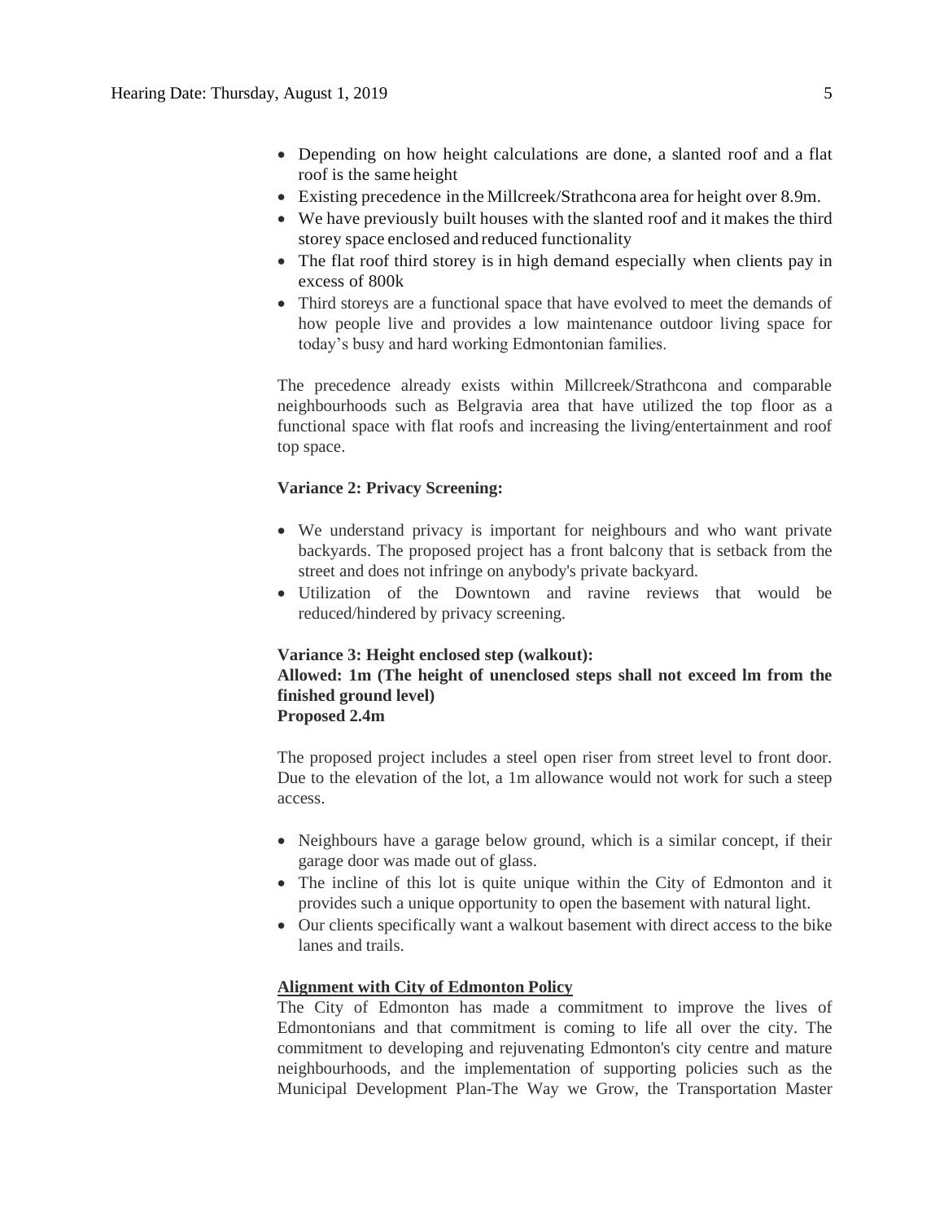- Depending on how height calculations are done, a slanted roof and a flat roof is the same height
- Existing precedence in the Millcreek/Strathcona area for height over 8.9m.
- We have previously built houses with the slanted roof and it makes the third storey space enclosed and reduced functionality
- The flat roof third storey is in high demand especially when clients pay in excess of 800k
- Third storeys are a functional space that have evolved to meet the demands of how people live and provides a low maintenance outdoor living space for today's busy and hard working Edmontonian families.

The precedence already exists within Millcreek/Strathcona and comparable neighbourhoods such as Belgravia area that have utilized the top floor as a functional space with flat roofs and increasing the living/entertainment and roof top space.

**Variance 2: Privacy Screening:**

- We understand privacy is important for neighbours and who want private backyards. The proposed project has a front balcony that is setback from the street and does not infringe on anybody's private backyard.
- Utilization of the Downtown and ravine reviews that would be reduced/hindered by privacy screening.

**Variance 3: Height enclosed step (walkout):**
**Allowed: 1m (The height of unenclosed steps shall not exceed lm from the finished ground level)**
**Proposed 2.4m**

The proposed project includes a steel open riser from street level to front door. Due to the elevation of the lot, a 1m allowance would not work for such a steep access.

- Neighbours have a garage below ground, which is a similar concept, if their garage door was made out of glass.
- The incline of this lot is quite unique within the City of Edmonton and it provides such a unique opportunity to open the basement with natural light.
- Our clients specifically want a walkout basement with direct access to the bike lanes and trails.

**Alignment with City of Edmonton Policy**

The City of Edmonton has made a commitment to improve the lives of Edmontonians and that commitment is coming to life all over the city. The commitment to developing and rejuvenating Edmonton's city centre and mature neighbourhoods, and the implementation of supporting policies such as the Municipal Development Plan-The Way we Grow, the Transportation Master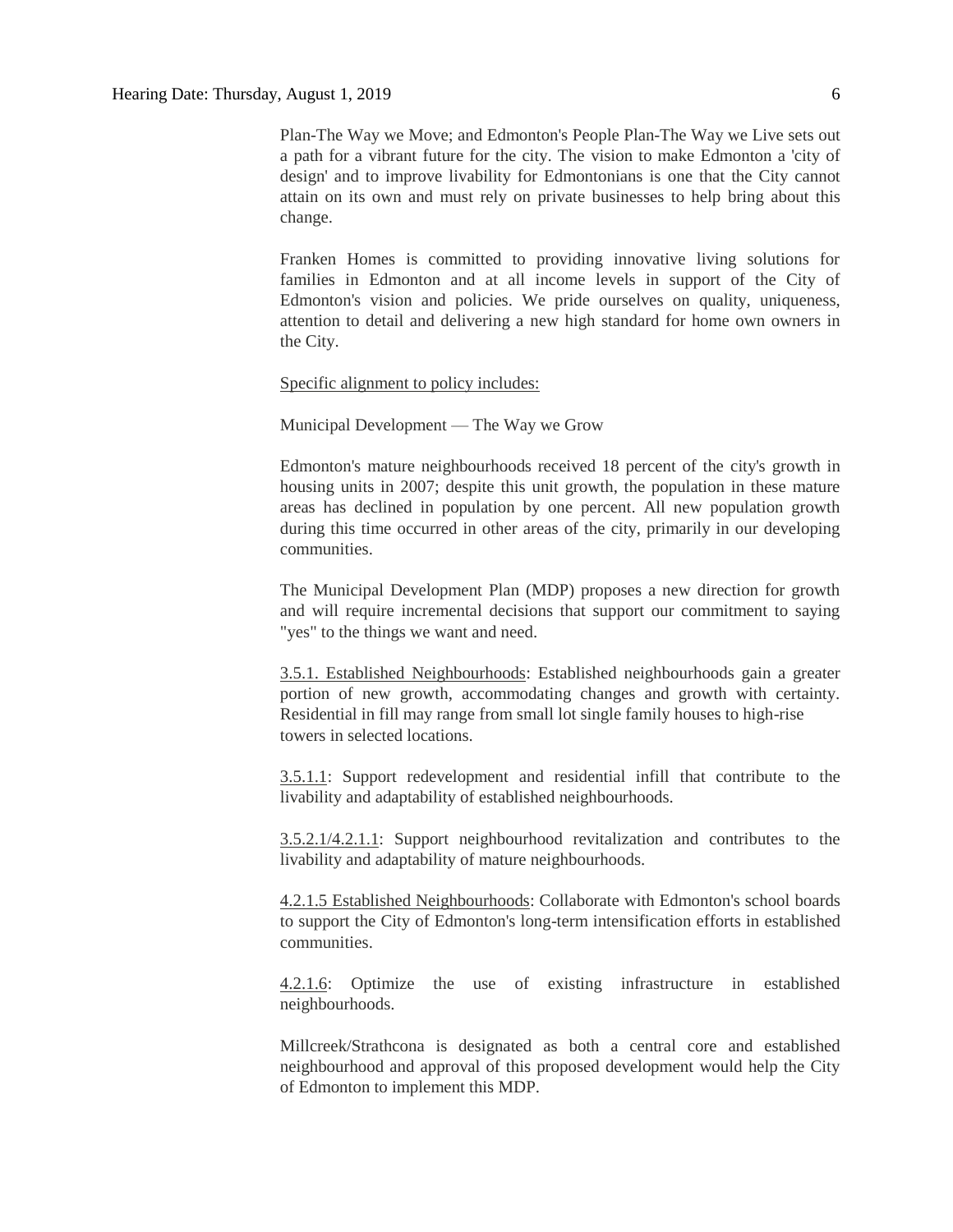Plan-The Way we Move; and Edmonton's People Plan-The Way we Live sets out a path for a vibrant future for the city. The vision to make Edmonton a 'city of design' and to improve livability for Edmontonians is one that the City cannot attain on its own and must rely on private businesses to help bring about this change.

Franken Homes is committed to providing innovative living solutions for families in Edmonton and at all income levels in support of the City of Edmonton's vision and policies. We pride ourselves on quality, uniqueness, attention to detail and delivering a new high standard for home own owners in the City.

Specific alignment to policy includes:

Municipal Development — The Way we Grow

Edmonton's mature neighbourhoods received 18 percent of the city's growth in housing units in 2007; despite this unit growth, the population in these mature areas has declined in population by one percent. All new population growth during this time occurred in other areas of the city, primarily in our developing communities.

The Municipal Development Plan (MDP) proposes a new direction for growth and will require incremental decisions that support our commitment to saying "yes" to the things we want and need.

3.5.1. Established Neighbourhoods: Established neighbourhoods gain a greater portion of new growth, accommodating changes and growth with certainty. Residential in fill may range from small lot single family houses to high-rise towers in selected locations.

3.5.1.1: Support redevelopment and residential infill that contribute to the livability and adaptability of established neighbourhoods.

3.5.2.1/4.2.1.1: Support neighbourhood revitalization and contributes to the livability and adaptability of mature neighbourhoods.

4.2.1.5 Established Neighbourhoods: Collaborate with Edmonton's school boards to support the City of Edmonton's long-term intensification efforts in established communities.

4.2.1.6: Optimize the use of existing infrastructure in established neighbourhoods.

Millcreek/Strathcona is designated as both a central core and established neighbourhood and approval of this proposed development would help the City of Edmonton to implement this MDP.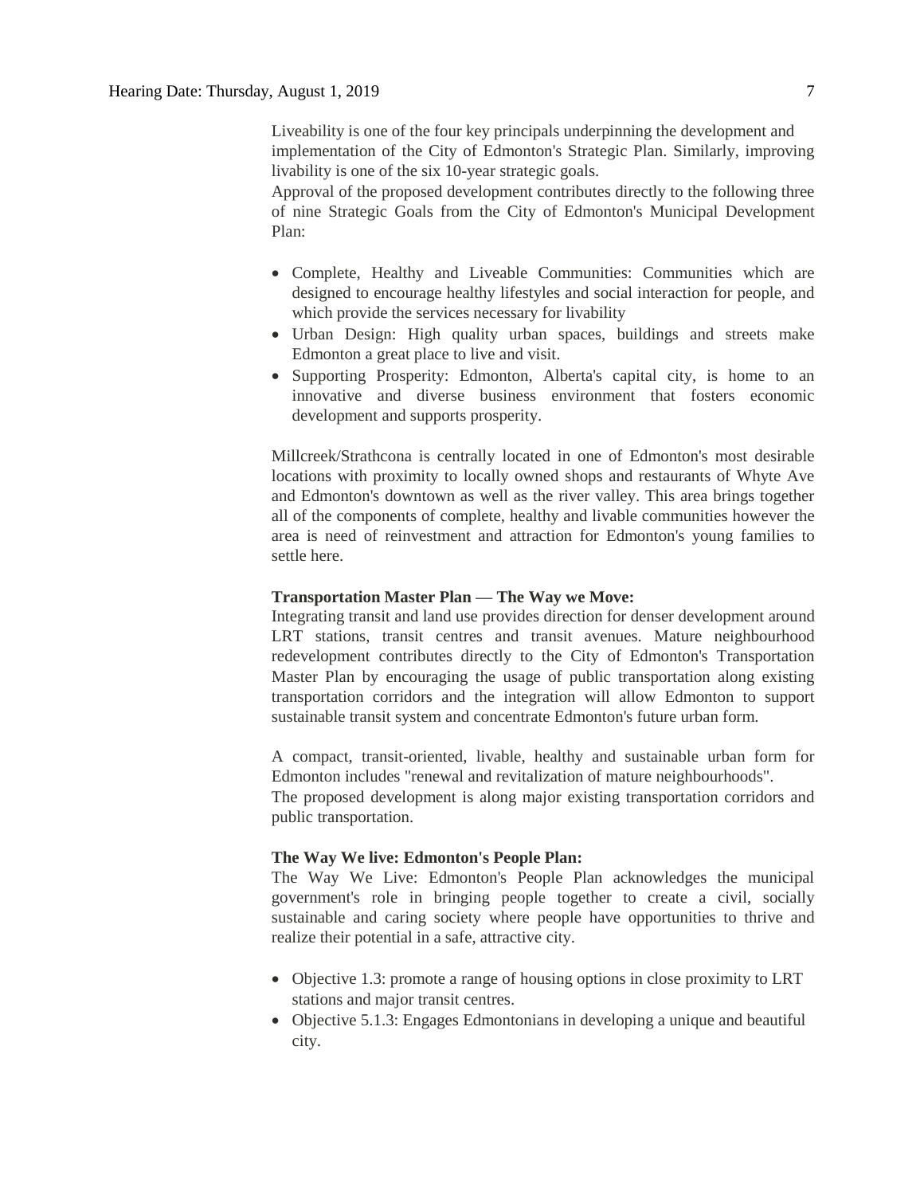Liveability is one of the four key principals underpinning the development and implementation of the City of Edmonton's Strategic Plan. Similarly, improving livability is one of the six 10-year strategic goals.

Approval of the proposed development contributes directly to the following three of nine Strategic Goals from the City of Edmonton's Municipal Development Plan:

- Complete, Healthy and Liveable Communities: Communities which are designed to encourage healthy lifestyles and social interaction for people, and which provide the services necessary for livability
- Urban Design: High quality urban spaces, buildings and streets make Edmonton a great place to live and visit.
- Supporting Prosperity: Edmonton, Alberta's capital city, is home to an innovative and diverse business environment that fosters economic development and supports prosperity.

Millcreek/Strathcona is centrally located in one of Edmonton's most desirable locations with proximity to locally owned shops and restaurants of Whyte Ave and Edmonton's downtown as well as the river valley. This area brings together all of the components of complete, healthy and livable communities however the area is need of reinvestment and attraction for Edmonton's young families to settle here.

**Transportation Master Plan — The Way we Move:**

Integrating transit and land use provides direction for denser development around LRT stations, transit centres and transit avenues. Mature neighbourhood redevelopment contributes directly to the City of Edmonton's Transportation Master Plan by encouraging the usage of public transportation along existing transportation corridors and the integration will allow Edmonton to support sustainable transit system and concentrate Edmonton's future urban form.

A compact, transit-oriented, livable, healthy and sustainable urban form for Edmonton includes "renewal and revitalization of mature neighbourhoods".

The proposed development is along major existing transportation corridors and public transportation.

**The Way We live: Edmonton's People Plan:**

The Way We Live: Edmonton's People Plan acknowledges the municipal government's role in bringing people together to create a civil, socially sustainable and caring society where people have opportunities to thrive and realize their potential in a safe, attractive city.

- Objective 1.3: promote a range of housing options in close proximity to LRT stations and major transit centres.
- Objective 5.1.3: Engages Edmontonians in developing a unique and beautiful city.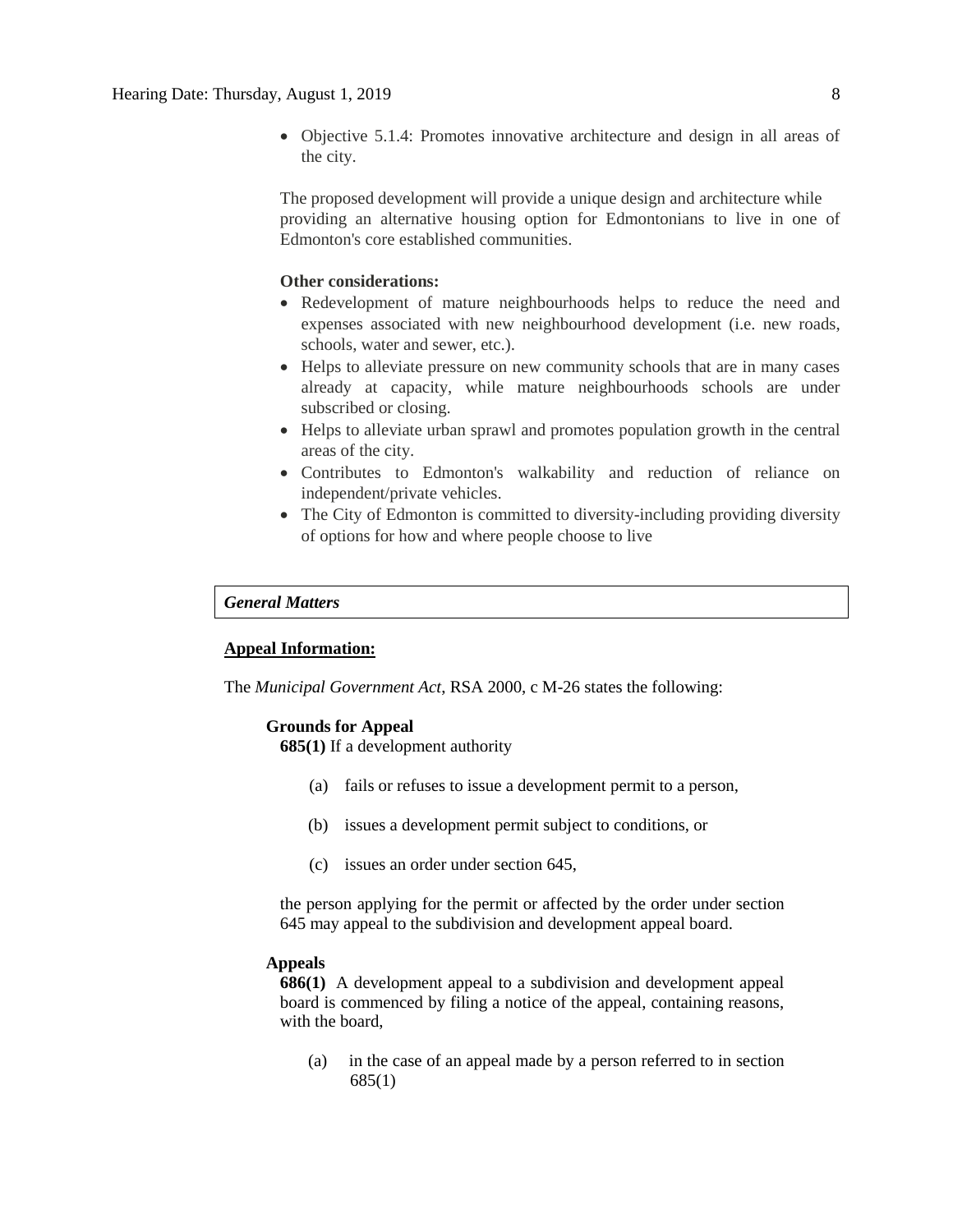- Objective 5.1.4: Promotes innovative architecture and design in all areas of the city.

The proposed development will provide a unique design and architecture while providing an alternative housing option for Edmontonians to live in one of Edmonton's core established communities.

**Other considerations:**

- Redevelopment of mature neighbourhoods helps to reduce the need and expenses associated with new neighbourhood development (i.e. new roads, schools, water and sewer, etc.).
- Helps to alleviate pressure on new community schools that are in many cases already at capacity, while mature neighbourhoods schools are under subscribed or closing.
- Helps to alleviate urban sprawl and promotes population growth in the central areas of the city.
- Contributes to Edmonton's walkability and reduction of reliance on independent/private vehicles.
- The City of Edmonton is committed to diversity-including providing diversity of options for how and where people choose to live

***General Matters***

**Appeal Information:**

The *Municipal Government Act*, RSA 2000, c M-26 states the following:

**Grounds for Appeal**

**685(1)** If a development authority

(a) fails or refuses to issue a development permit to a person,

(b) issues a development permit subject to conditions, or

(c) issues an order under section 645,

the person applying for the permit or affected by the order under section 645 may appeal to the subdivision and development appeal board.

**Appeals**

**686(1)** A development appeal to a subdivision and development appeal board is commenced by filing a notice of the appeal, containing reasons, with the board,

(a) in the case of an appeal made by a person referred to in section 685(1)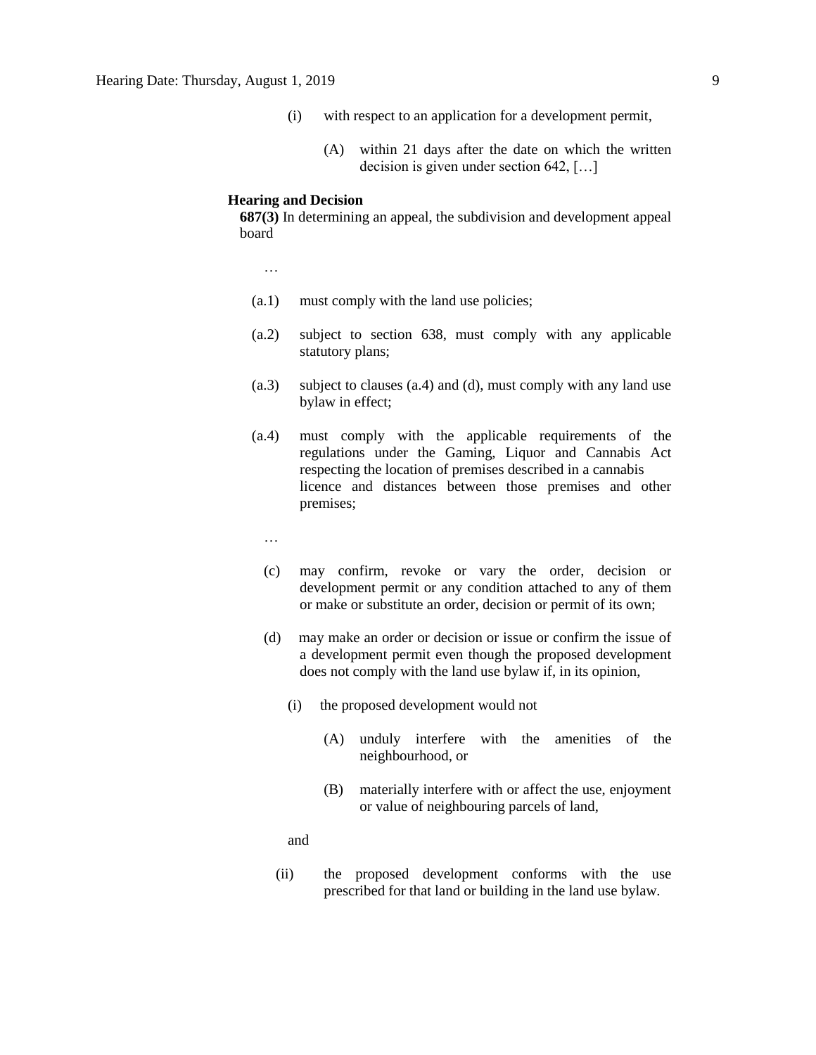(i) with respect to an application for a development permit,

(A) within 21 days after the date on which the written decision is given under section 642, […]

**Hearing and Decision**

**687(3)** In determining an appeal, the subdivision and development appeal board

…

(a.1) must comply with the land use policies;

(a.2) subject to section 638, must comply with any applicable statutory plans;

(a.3) subject to clauses (a.4) and (d), must comply with any land use bylaw in effect;

(a.4) must comply with the applicable requirements of the regulations under the Gaming, Liquor and Cannabis Act respecting the location of premises described in a cannabis licence and distances between those premises and other premises;

…

(c) may confirm, revoke or vary the order, decision or development permit or any condition attached to any of them or make or substitute an order, decision or permit of its own;

(d) may make an order or decision or issue or confirm the issue of a development permit even though the proposed development does not comply with the land use bylaw if, in its opinion,

(i) the proposed development would not

(A) unduly interfere with the amenities of the neighbourhood, or

(B) materially interfere with or affect the use, enjoyment or value of neighbouring parcels of land,

and

(ii) the proposed development conforms with the use prescribed for that land or building in the land use bylaw.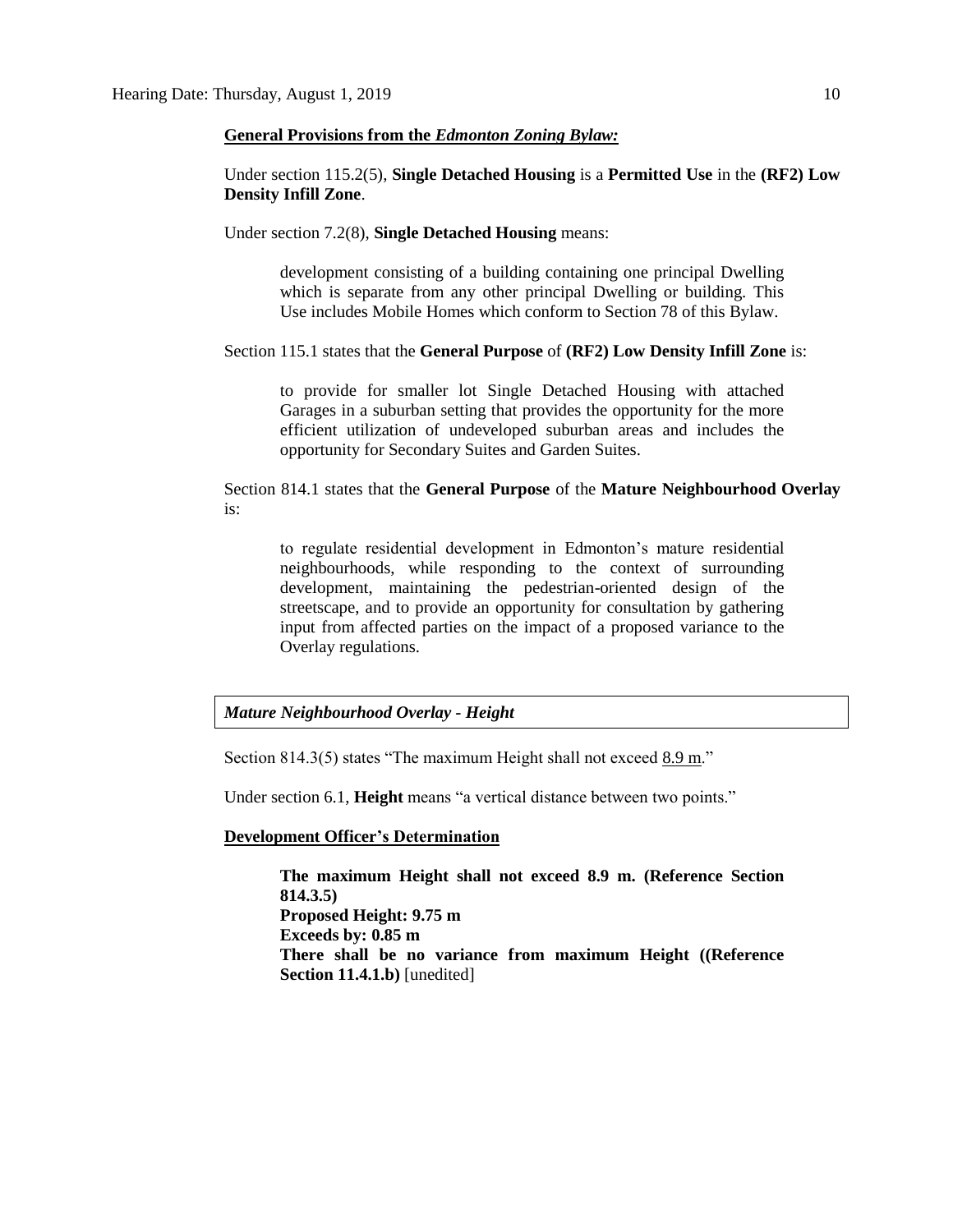**General Provisions from the *Edmonton Zoning Bylaw:***

Under section 115.2(5), **Single Detached Housing** is a **Permitted Use** in the **(RF2) Low Density Infill Zone**.

Under section 7.2(8), **Single Detached Housing** means:

> development consisting of a building containing one principal Dwelling which is separate from any other principal Dwelling or building. This Use includes Mobile Homes which conform to Section 78 of this Bylaw.

Section 115.1 states that the **General Purpose** of **(RF2) Low Density Infill Zone** is:

> to provide for smaller lot Single Detached Housing with attached Garages in a suburban setting that provides the opportunity for the more efficient utilization of undeveloped suburban areas and includes the opportunity for Secondary Suites and Garden Suites.

Section 814.1 states that the **General Purpose** of the **Mature Neighbourhood Overlay** is:

> to regulate residential development in Edmonton's mature residential neighbourhoods, while responding to the context of surrounding development, maintaining the pedestrian-oriented design of the streetscape, and to provide an opportunity for consultation by gathering input from affected parties on the impact of a proposed variance to the Overlay regulations.

***Mature Neighbourhood Overlay - Height***

Section 814.3(5) states "The maximum Height shall not exceed 8.9 m."

Under section 6.1, **Height** means "a vertical distance between two points."

**Development Officer's Determination**

> **The maximum Height shall not exceed 8.9 m. (Reference Section 814.3.5)**
> **Proposed Height: 9.75 m**
> **Exceeds by: 0.85 m**
> **There shall be no variance from maximum Height ((Reference Section 11.4.1.b)** [unedited]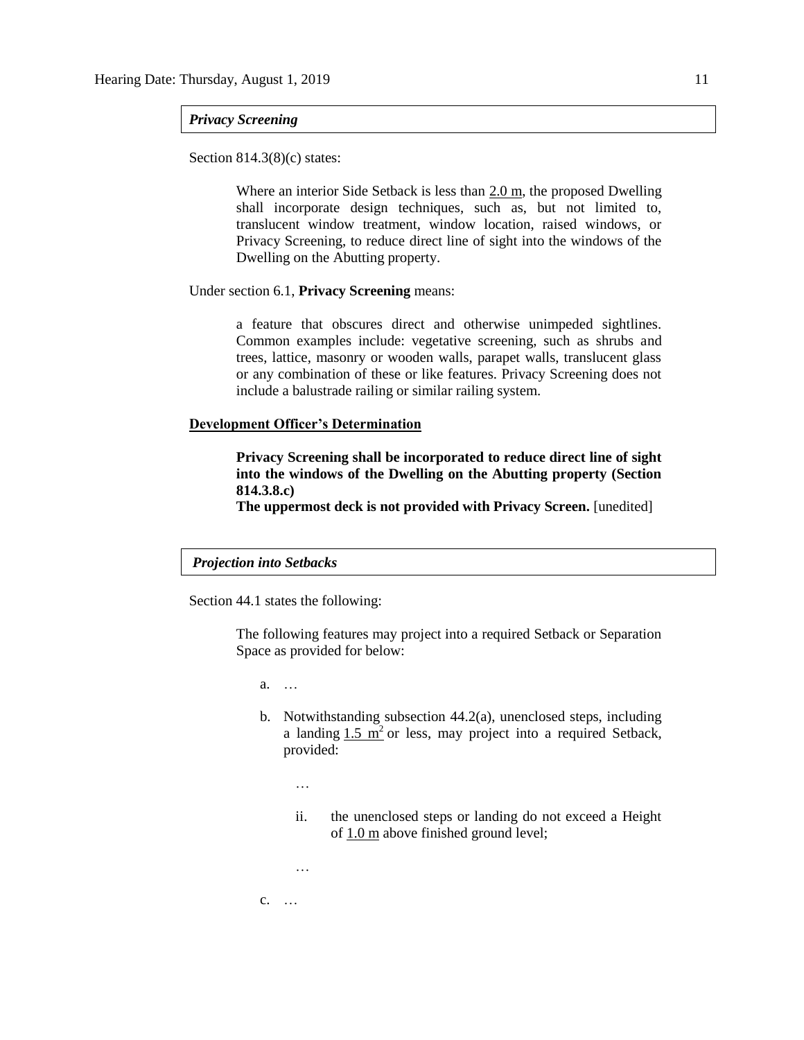***Privacy Screening***

Section 814.3(8)(c) states:

> Where an interior Side Setback is less than 2.0 m, the proposed Dwelling shall incorporate design techniques, such as, but not limited to, translucent window treatment, window location, raised windows, or Privacy Screening, to reduce direct line of sight into the windows of the Dwelling on the Abutting property.

Under section 6.1, **Privacy Screening** means:

> a feature that obscures direct and otherwise unimpeded sightlines. Common examples include: vegetative screening, such as shrubs and trees, lattice, masonry or wooden walls, parapet walls, translucent glass or any combination of these or like features. Privacy Screening does not include a balustrade railing or similar railing system.

**Development Officer's Determination**

> **Privacy Screening shall be incorporated to reduce direct line of sight into the windows of the Dwelling on the Abutting property (Section 814.3.8.c)**
> **The uppermost deck is not provided with Privacy Screen.** [unedited]

***Projection into Setbacks***

Section 44.1 states the following:

> The following features may project into a required Setback or Separation Space as provided for below:
>
> a. …
>
> b. Notwithstanding subsection 44.2(a), unenclosed steps, including a landing 1.5 $m^2$ or less, may project into a required Setback, provided:
>
> …
>
> ii. the unenclosed steps or landing do not exceed a Height of 1.0 m above finished ground level;
>
> …
>
> c. …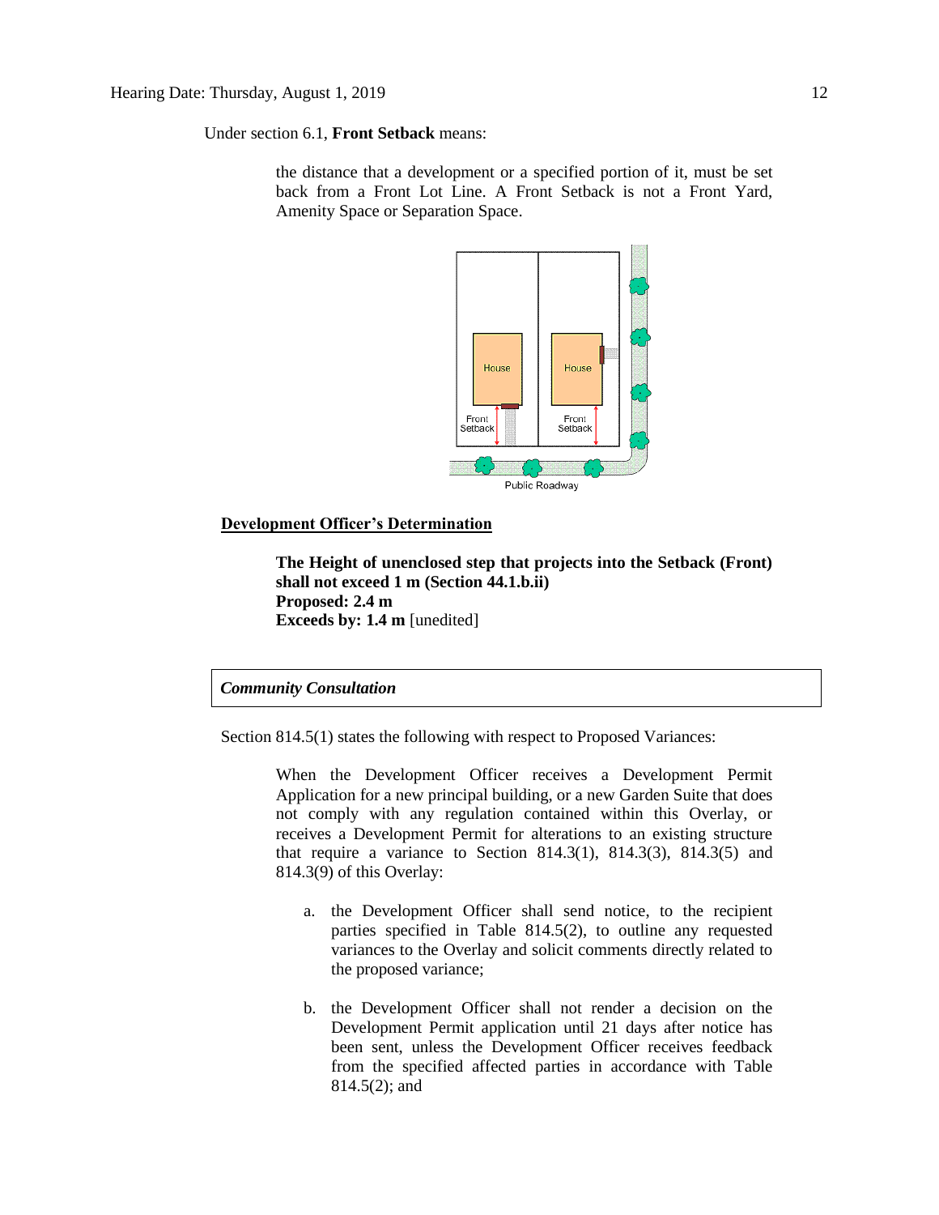Under section 6.1, **Front Setback** means:

> the distance that a development or a specified portion of it, must be set back from a Front Lot Line. A Front Setback is not a Front Yard, Amenity Space or Separation Space.

**Development Officer's Determination**

> **The Height of unenclosed step that projects into the Setback (Front) shall not exceed 1 m (Section 44.1.b.ii)**
> **Proposed: 2.4 m**
> **Exceeds by: 1.4 m** [unedited]

***Community Consultation***

Section 814.5(1) states the following with respect to Proposed Variances:

> When the Development Officer receives a Development Permit Application for a new principal building, or a new Garden Suite that does not comply with any regulation contained within this Overlay, or receives a Development Permit for alterations to an existing structure that require a variance to Section 814.3(1), 814.3(3), 814.3(5) and 814.3(9) of this Overlay:
>
> a. the Development Officer shall send notice, to the recipient parties specified in Table 814.5(2), to outline any requested variances to the Overlay and solicit comments directly related to the proposed variance;
>
> b. the Development Officer shall not render a decision on the Development Permit application until 21 days after notice has been sent, unless the Development Officer receives feedback from the specified affected parties in accordance with Table 814.5(2); and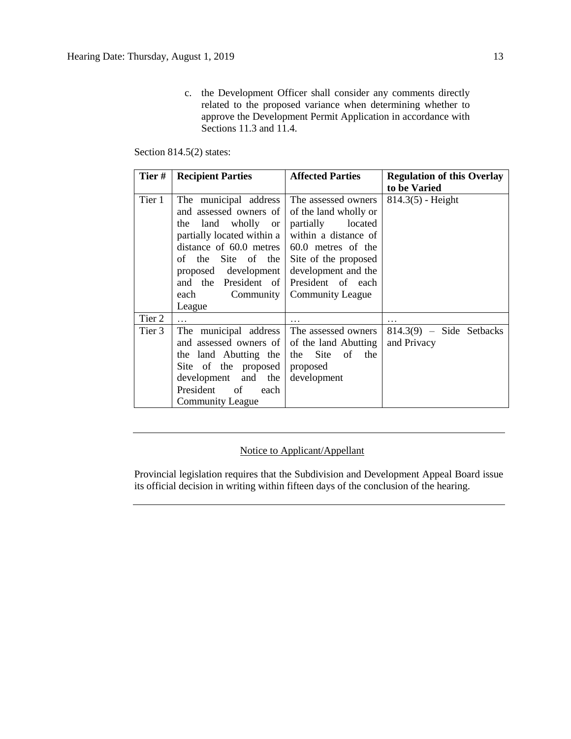c. the Development Officer shall consider any comments directly related to the proposed variance when determining whether to approve the Development Permit Application in accordance with Sections 11.3 and 11.4.

Section 814.5(2) states:

| Tier # | Recipient Parties | Affected Parties | Regulation of this Overlay to be Varied |
|---|---|---|---|
| Tier 1 | The municipal address and assessed owners of the land wholly or partially located within a distance of 60.0 metres of the Site of the proposed development and the President of each Community League | The assessed owners of the land wholly or partially located within a distance of 60.0 metres of the Site of the proposed development and the President of each Community League | 814.3(5) - Height |
| Tier 2 | … | … | … |
| Tier 3 | The municipal address and assessed owners of the land Abutting the Site of the proposed development and the President of each Community League | The assessed owners of the land Abutting the Site of the proposed development | 814.3(9) – Side Setbacks and Privacy |

---

Notice to Applicant/Appellant

Provincial legislation requires that the Subdivision and Development Appeal Board issue its official decision in writing within fifteen days of the conclusion of the hearing.

---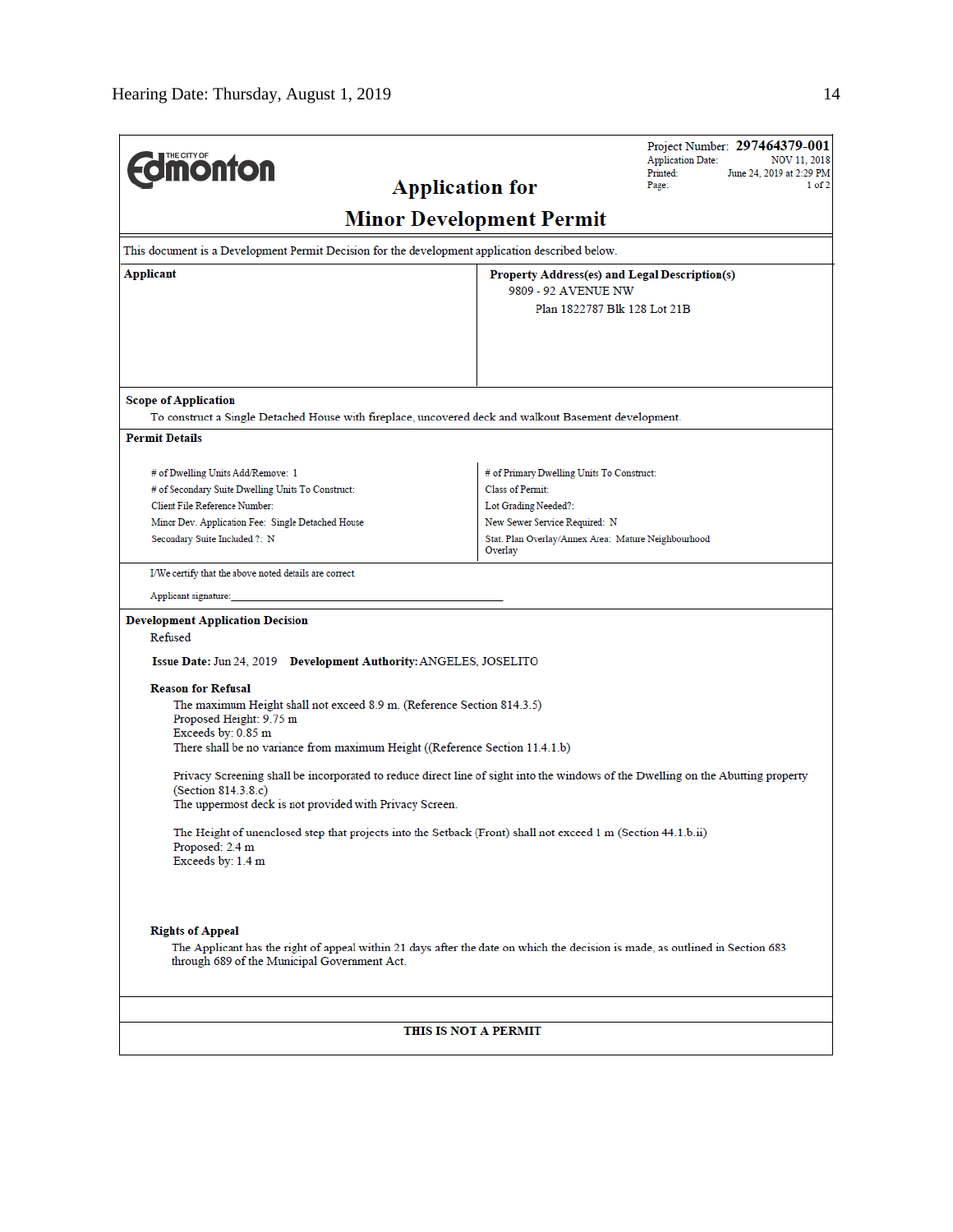THE CITY OF Edmonton

# Application for
# Minor Development Permit

Project Number: **297464379-001**
Application Date: NOV 11, 2018
Printed: June 24, 2019 at 2:29 PM
Page: 1 of 2

This document is a Development Permit Decision for the development application described below.

**Applicant**

**Property Address(es) and Legal Description(s)**
9809 - 92 AVENUE NW
Plan 1822787 Blk 128 Lot 21B

**Scope of Application**
To construct a Single Detached House with fireplace, uncovered deck and walkout Basement development.

**Permit Details**

# of Dwelling Units Add/Remove: 1
# of Secondary Suite Dwelling Units To Construct:
Client File Reference Number:
Minor Dev. Application Fee: Single Detached House
Secondary Suite Included ?: N

# of Primary Dwelling Units To Construct:
Class of Permit:
Lot Grading Needed?:
New Sewer Service Required: N
Stat. Plan Overlay/Annex Area: Mature Neighbourhood Overlay

I/We certify that the above noted details are correct.

Applicant signature:_______________________________________________

**Development Application Decision**
Refused

**Issue Date:** Jun 24, 2019 **Development Authority:** ANGELES, JOSELITO

**Reason for Refusal**
The maximum Height shall not exceed 8.9 m. (Reference Section 814.3.5)
Proposed Height: 9.75 m
Exceeds by: 0.85 m
There shall be no variance from maximum Height ((Reference Section 11.4.1.b)

Privacy Screening shall be incorporated to reduce direct line of sight into the windows of the Dwelling on the Abutting property (Section 814.3.8.c)
The uppermost deck is not provided with Privacy Screen.

The Height of unenclosed step that projects into the Setback (Front) shall not exceed 1 m (Section 44.1.b.ii)
Proposed: 2.4 m
Exceeds by: 1.4 m

**Rights of Appeal**
The Applicant has the right of appeal within 21 days after the date on which the decision is made, as outlined in Section 683 through 689 of the Municipal Government Act.

**THIS IS NOT A PERMIT**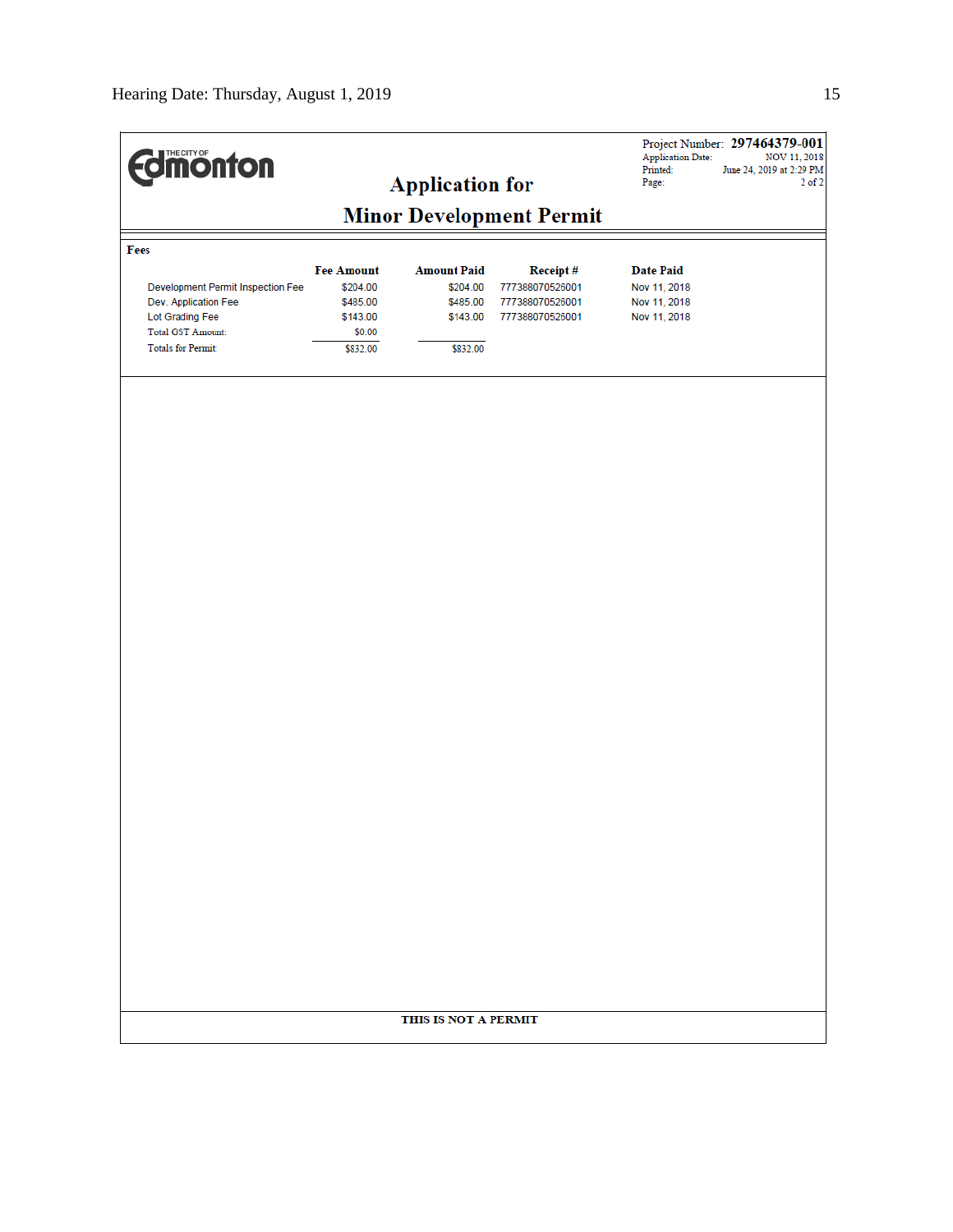THE CITY OF Edmonton

# Application for Minor Development Permit

Project Number: **297464379-001**
Application Date: NOV 11, 2018
Printed: June 24, 2019 at 2:29 PM
Page: 2 of 2

**Fees**

| | Fee Amount | Amount Paid | Receipt # | Date Paid |
|---|---|---|---|---|
| Development Permit Inspection Fee | $204.00 | $204.00 | 777388070526001 | Nov 11, 2018 |
| Dev. Application Fee | $485.00 | $485.00 | 777388070526001 | Nov 11, 2018 |
| Lot Grading Fee | $143.00 | $143.00 | 777388070526001 | Nov 11, 2018 |
| Total GST Amount: | $0.00 | | | |
| Totals for Permit | $832.00 | $832.00 | | |

**THIS IS NOT A PERMIT**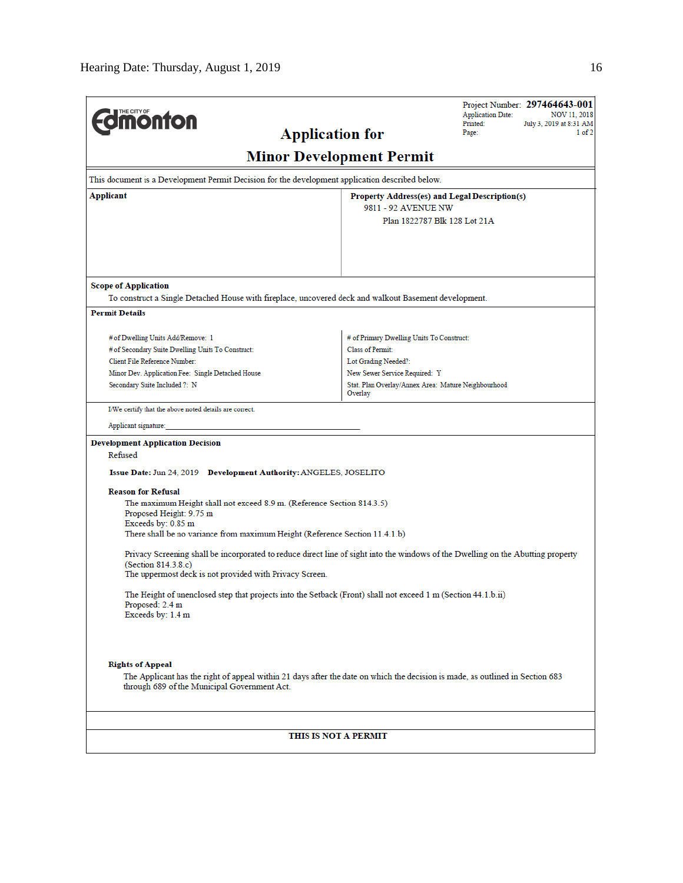THE CITY OF **Edmonton**

# Application for
# Minor Development Permit

Project Number: **297464643-001**
Application Date: NOV 11, 2018
Printed: July 3, 2019 at 8:31 AM
Page: 1 of 2

This document is a Development Permit Decision for the development application described below.

| **Applicant** | **Property Address(es) and Legal Description(s)** |
|---|---|
| | 9811 - 92 AVENUE NW<br>Plan 1822787 Blk 128 Lot 21A |

**Scope of Application**

To construct a Single Detached House with fireplace, uncovered deck and walkout Basement development.

**Permit Details**

| | |
|---|---|
| # of Dwelling Units Add/Remove: 1 | # of Primary Dwelling Units To Construct: |
| # of Secondary Suite Dwelling Units To Construct: | Class of Permit: |
| Client File Reference Number: | Lot Grading Needed?: |
| Minor Dev. Application Fee: Single Detached House | New Sewer Service Required: Y |
| Secondary Suite Included ?: N | Stat. Plan Overlay/Annex Area: Mature Neighbourhood Overlay |

I/We certify that the above noted details are correct.

Applicant signature:_______________________________

**Development Application Decision**

Refused

**Issue Date:** Jun 24, 2019 **Development Authority:** ANGELES, JOSELITO

**Reason for Refusal**

The maximum Height shall not exceed 8.9 m. (Reference Section 814.3.5)
Proposed Height: 9.75 m
Exceeds by: 0.85 m
There shall be no variance from maximum Height (Reference Section 11.4.1.b)

Privacy Screening shall be incorporated to reduce direct line of sight into the windows of the Dwelling on the Abutting property (Section 814.3.8.c)
The uppermost deck is not provided with Privacy Screen.

The Height of unenclosed step that projects into the Setback (Front) shall not exceed 1 m (Section 44.1.b.ii)
Proposed: 2.4 m
Exceeds by: 1.4 m

**Rights of Appeal**

The Applicant has the right of appeal within 21 days after the date on which the decision is made, as outlined in Section 683 through 689 of the Municipal Government Act.

**THIS IS NOT A PERMIT**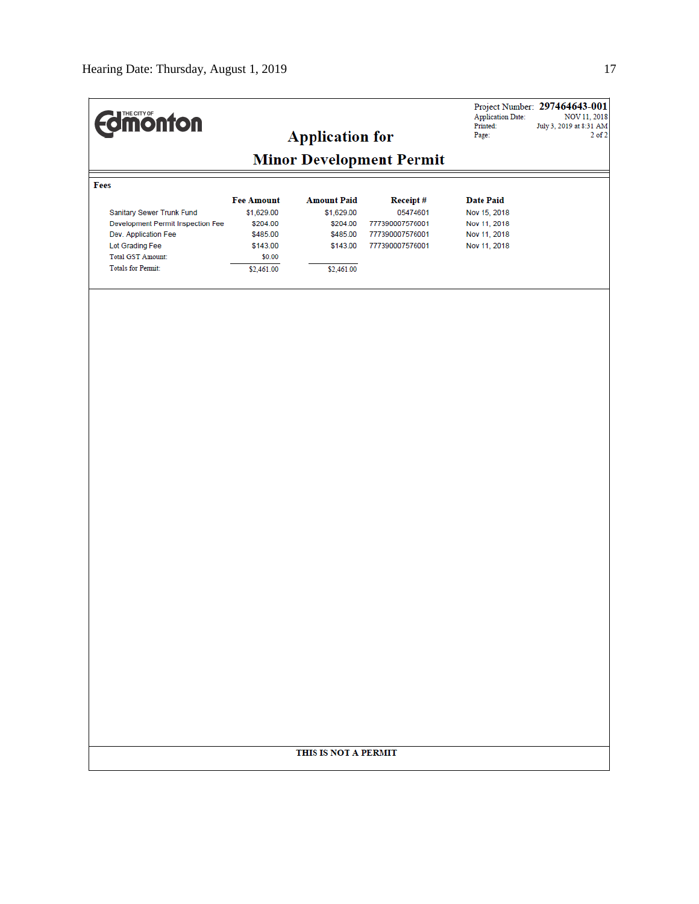The City of Edmonton

# Application for
# Minor Development Permit

Project Number: **297464643-001**
Application Date: NOV 11, 2018
Printed: July 3, 2019 at 8:31 AM
Page: 2 of 2

## Fees

| | Fee Amount | Amount Paid | Receipt # | Date Paid |
|---|---|---|---|---|
| Sanitary Sewer Trunk Fund | $1,629.00 | $1,629.00 | 05474601 | Nov 15, 2018 |
| Development Permit Inspection Fee | $204.00 | $204.00 | 777390007576001 | Nov 11, 2018 |
| Dev. Application Fee | $485.00 | $485.00 | 777390007576001 | Nov 11, 2018 |
| Lot Grading Fee | $143.00 | $143.00 | 777390007576001 | Nov 11, 2018 |
| Total GST Amount: | $0.00 | | | |
| Totals for Permit: | $2,461.00 | $2,461.00 | | |

**THIS IS NOT A PERMIT**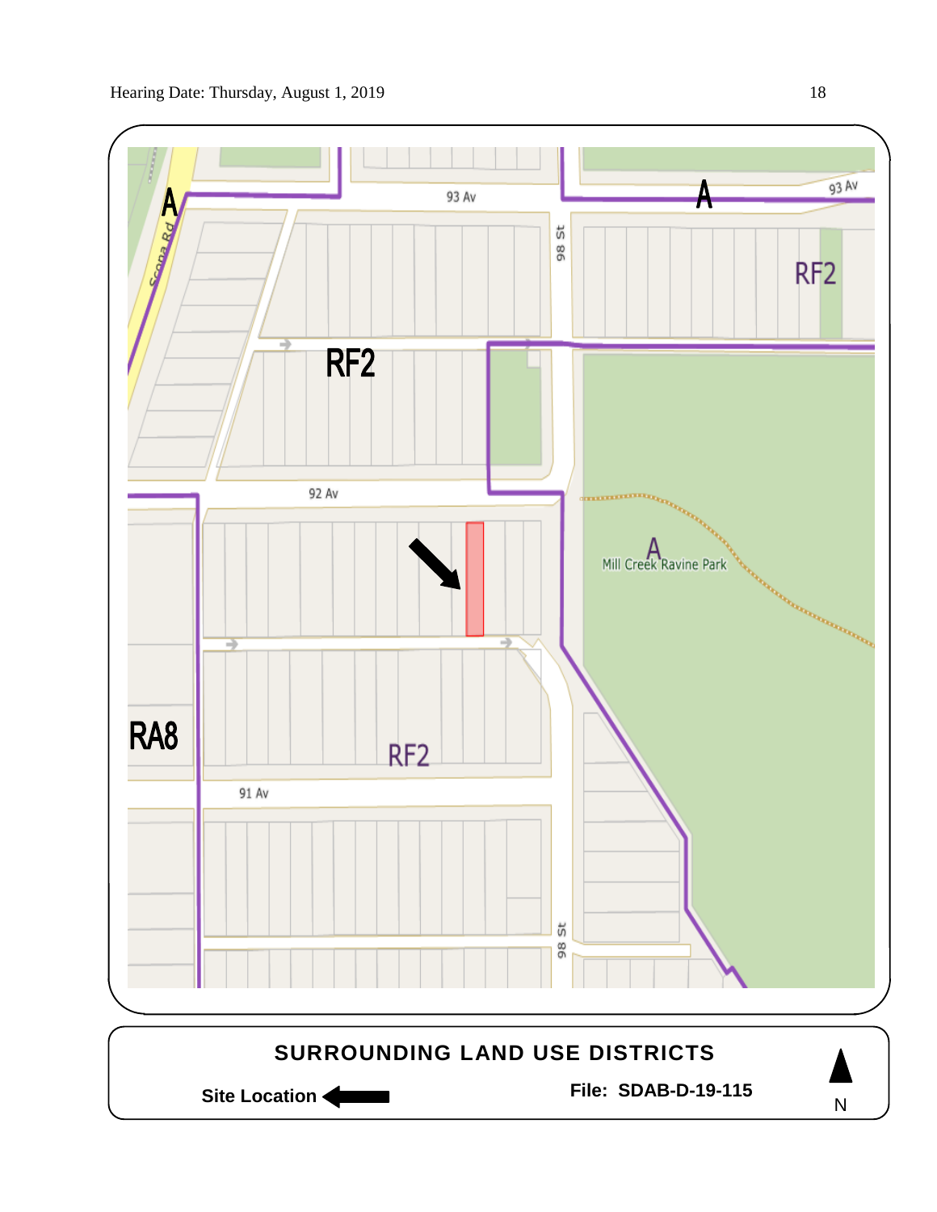Hearing Date: Thursday, August 1, 2019

A

93 Av

A

93 Av

RF2

98 St

RF2

92 Av

A

Mill Creek Ravine Park

RA8

RF2

91 Av

98 St

Scona Rd

**SURROUNDING LAND USE DISTRICTS**

**Site Location** ⬅

**File: SDAB-D-19-115**

N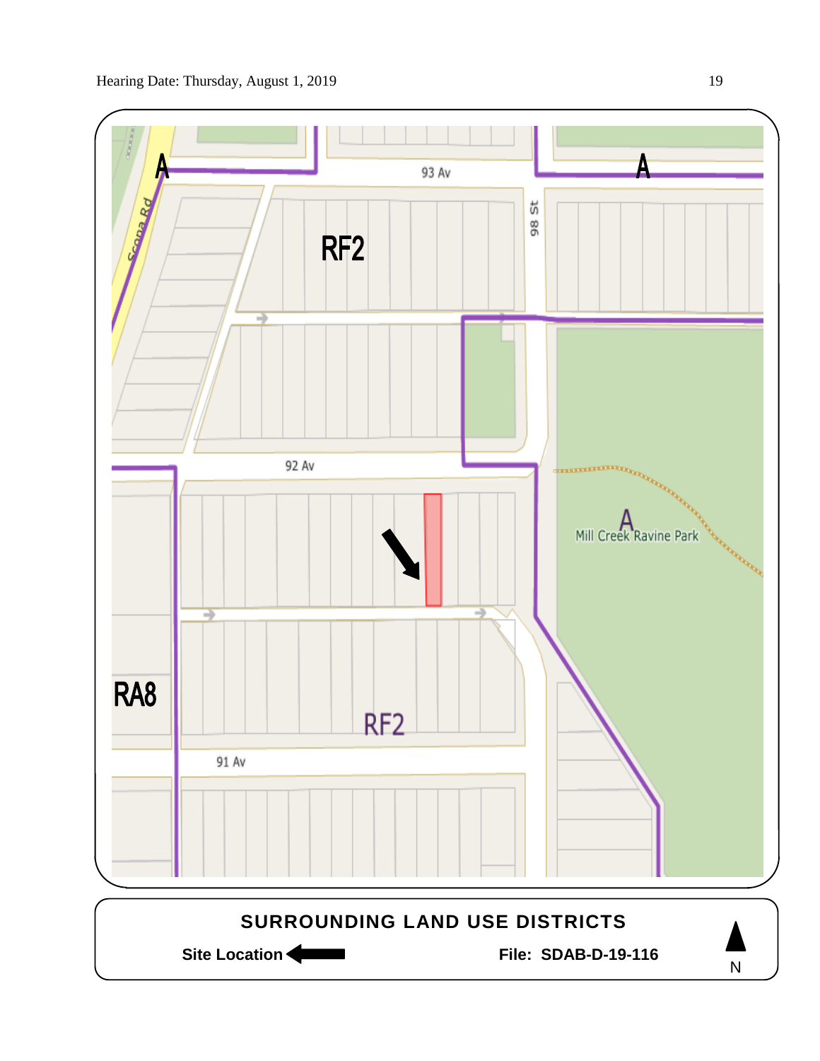SURROUNDING LAND USE DISTRICTS

Site Location ← File: SDAB-D-19-116

N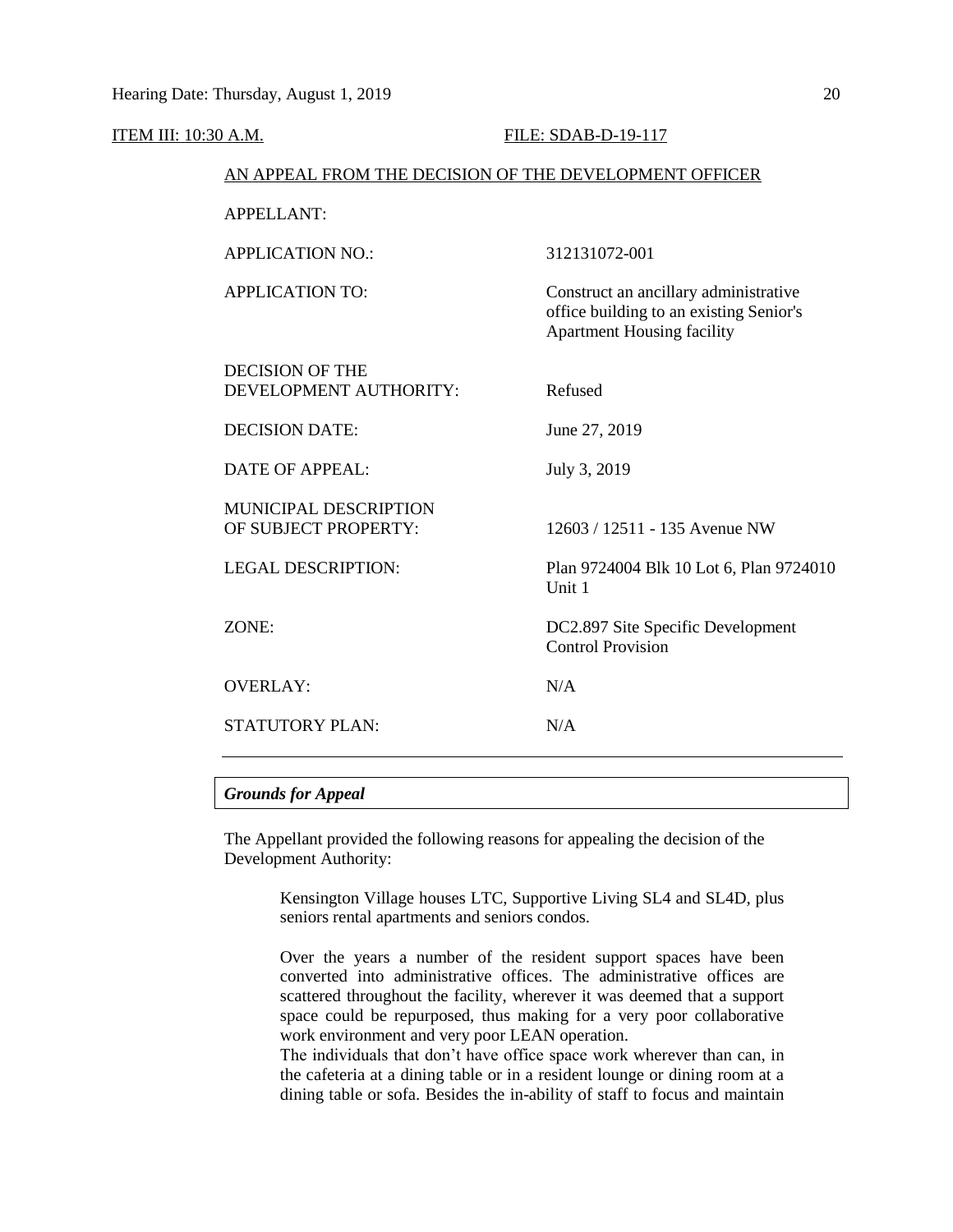ITEM III: 10:30 A.M. FILE: SDAB-D-19-117

AN APPEAL FROM THE DECISION OF THE DEVELOPMENT OFFICER

| | |
|---|---|
| APPELLANT: | |
| APPLICATION NO.: | 312131072-001 |
| APPLICATION TO: | Construct an ancillary administrative office building to an existing Senior's Apartment Housing facility |
| DECISION OF THE DEVELOPMENT AUTHORITY: | Refused |
| DECISION DATE: | June 27, 2019 |
| DATE OF APPEAL: | July 3, 2019 |
| MUNICIPAL DESCRIPTION OF SUBJECT PROPERTY: | 12603 / 12511 - 135 Avenue NW |
| LEGAL DESCRIPTION: | Plan 9724004 Blk 10 Lot 6, Plan 9724010 Unit 1 |
| ZONE: | DC2.897 Site Specific Development Control Provision |
| OVERLAY: | N/A |
| STATUTORY PLAN: | N/A |

---

***Grounds for Appeal***

The Appellant provided the following reasons for appealing the decision of the Development Authority:

> Kensington Village houses LTC, Supportive Living SL4 and SL4D, plus seniors rental apartments and seniors condos.
>
> Over the years a number of the resident support spaces have been converted into administrative offices. The administrative offices are scattered throughout the facility, wherever it was deemed that a support space could be repurposed, thus making for a very poor collaborative work environment and very poor LEAN operation.
> The individuals that don't have office space work wherever than can, in the cafeteria at a dining table or in a resident lounge or dining room at a dining table or sofa. Besides the in-ability of staff to focus and maintain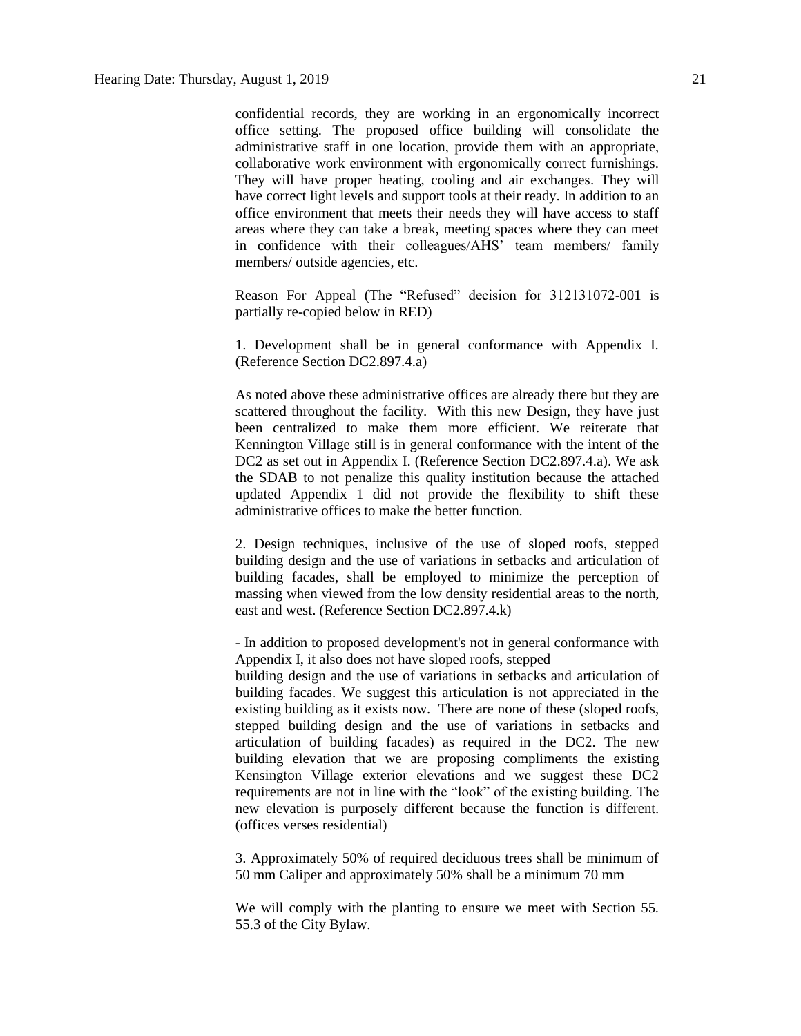confidential records, they are working in an ergonomically incorrect office setting. The proposed office building will consolidate the administrative staff in one location, provide them with an appropriate, collaborative work environment with ergonomically correct furnishings. They will have proper heating, cooling and air exchanges. They will have correct light levels and support tools at their ready. In addition to an office environment that meets their needs they will have access to staff areas where they can take a break, meeting spaces where they can meet in confidence with their colleagues/AHS' team members/ family members/ outside agencies, etc.

Reason For Appeal (The "Refused" decision for 312131072-001 is partially re-copied below in RED)

1. Development shall be in general conformance with Appendix I. (Reference Section DC2.897.4.a)

As noted above these administrative offices are already there but they are scattered throughout the facility. With this new Design, they have just been centralized to make them more efficient. We reiterate that Kennington Village still is in general conformance with the intent of the DC2 as set out in Appendix I. (Reference Section DC2.897.4.a). We ask the SDAB to not penalize this quality institution because the attached updated Appendix 1 did not provide the flexibility to shift these administrative offices to make the better function.

2. Design techniques, inclusive of the use of sloped roofs, stepped building design and the use of variations in setbacks and articulation of building facades, shall be employed to minimize the perception of massing when viewed from the low density residential areas to the north, east and west. (Reference Section DC2.897.4.k)

- In addition to proposed development's not in general conformance with Appendix I, it also does not have sloped roofs, stepped building design and the use of variations in setbacks and articulation of building facades. We suggest this articulation is not appreciated in the existing building as it exists now. There are none of these (sloped roofs, stepped building design and the use of variations in setbacks and articulation of building facades) as required in the DC2. The new building elevation that we are proposing compliments the existing Kensington Village exterior elevations and we suggest these DC2 requirements are not in line with the "look" of the existing building. The new elevation is purposely different because the function is different. (offices verses residential)

3. Approximately 50% of required deciduous trees shall be minimum of 50 mm Caliper and approximately 50% shall be a minimum 70 mm

We will comply with the planting to ensure we meet with Section 55. 55.3 of the City Bylaw.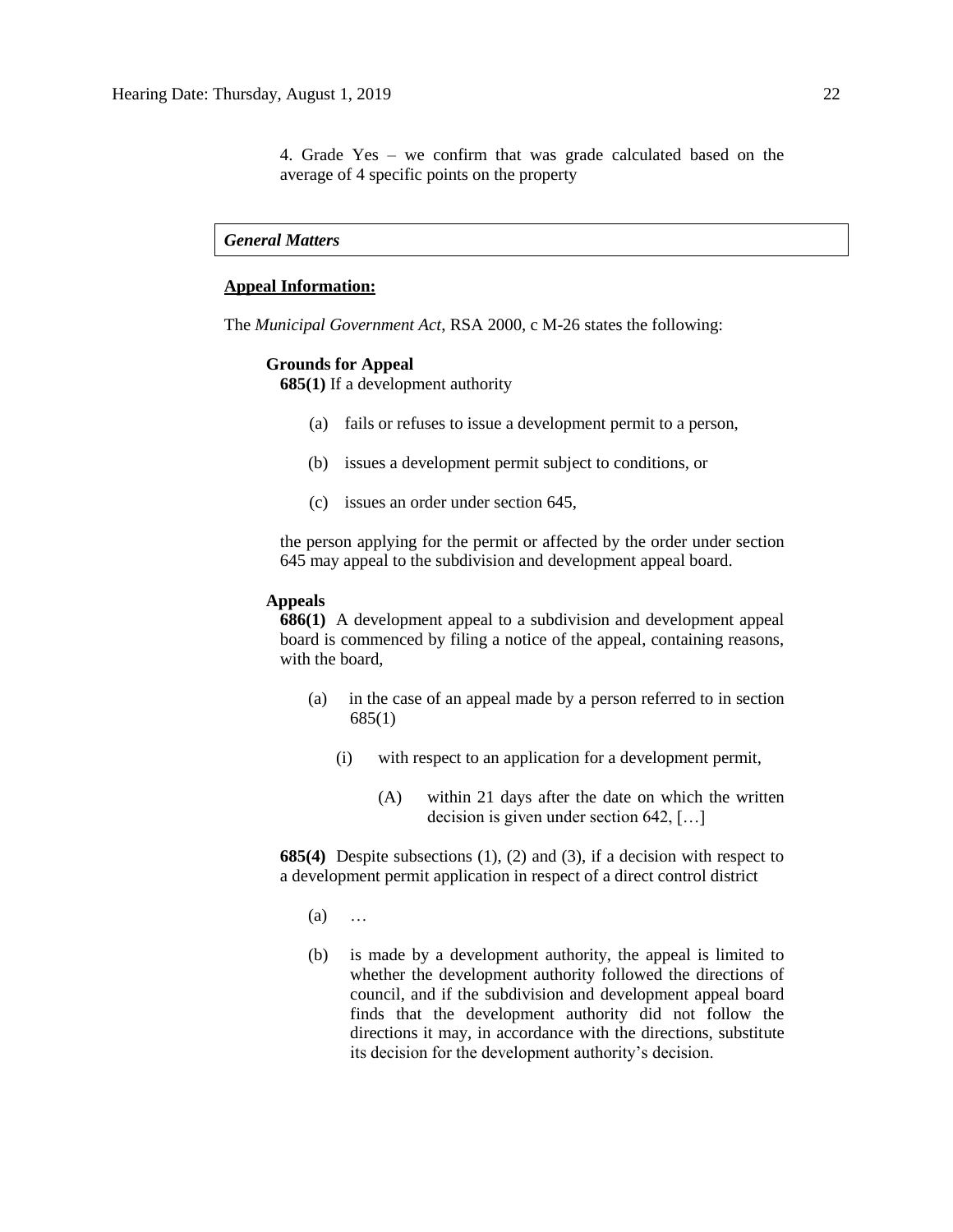4. Grade Yes – we confirm that was grade calculated based on the average of 4 specific points on the property

***General Matters***

**Appeal Information:**

The *Municipal Government Act*, RSA 2000, c M-26 states the following:

**Grounds for Appeal**

**685(1)** If a development authority

(a) fails or refuses to issue a development permit to a person,

(b) issues a development permit subject to conditions, or

(c) issues an order under section 645,

the person applying for the permit or affected by the order under section 645 may appeal to the subdivision and development appeal board.

**Appeals**

**686(1)** A development appeal to a subdivision and development appeal board is commenced by filing a notice of the appeal, containing reasons, with the board,

(a) in the case of an appeal made by a person referred to in section 685(1)

(i) with respect to an application for a development permit,

(A) within 21 days after the date on which the written decision is given under section 642, […]

**685(4)** Despite subsections (1), (2) and (3), if a decision with respect to a development permit application in respect of a direct control district

(a) …

(b) is made by a development authority, the appeal is limited to whether the development authority followed the directions of council, and if the subdivision and development appeal board finds that the development authority did not follow the directions it may, in accordance with the directions, substitute its decision for the development authority's decision.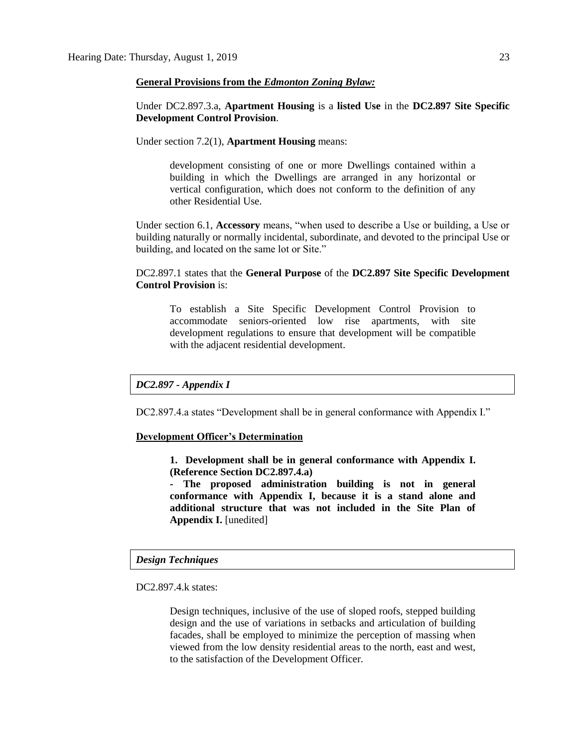**General Provisions from the *Edmonton Zoning Bylaw:***

Under DC2.897.3.a, **Apartment Housing** is a **listed Use** in the **DC2.897 Site Specific Development Control Provision**.

Under section 7.2(1), **Apartment Housing** means:

> development consisting of one or more Dwellings contained within a building in which the Dwellings are arranged in any horizontal or vertical configuration, which does not conform to the definition of any other Residential Use.

Under section 6.1, **Accessory** means, "when used to describe a Use or building, a Use or building naturally or normally incidental, subordinate, and devoted to the principal Use or building, and located on the same lot or Site."

DC2.897.1 states that the **General Purpose** of the **DC2.897 Site Specific Development Control Provision** is:

> To establish a Site Specific Development Control Provision to accommodate seniors-oriented low rise apartments, with site development regulations to ensure that development will be compatible with the adjacent residential development.

***DC2.897 - Appendix I***

DC2.897.4.a states "Development shall be in general conformance with Appendix I."

**Development Officer's Determination**

> **1. Development shall be in general conformance with Appendix I. (Reference Section DC2.897.4.a)**
> **- The proposed administration building is not in general conformance with Appendix I, because it is a stand alone and additional structure that was not included in the Site Plan of Appendix I.** [unedited]

***Design Techniques***

DC2.897.4.k states:

> Design techniques, inclusive of the use of sloped roofs, stepped building design and the use of variations in setbacks and articulation of building facades, shall be employed to minimize the perception of massing when viewed from the low density residential areas to the north, east and west, to the satisfaction of the Development Officer.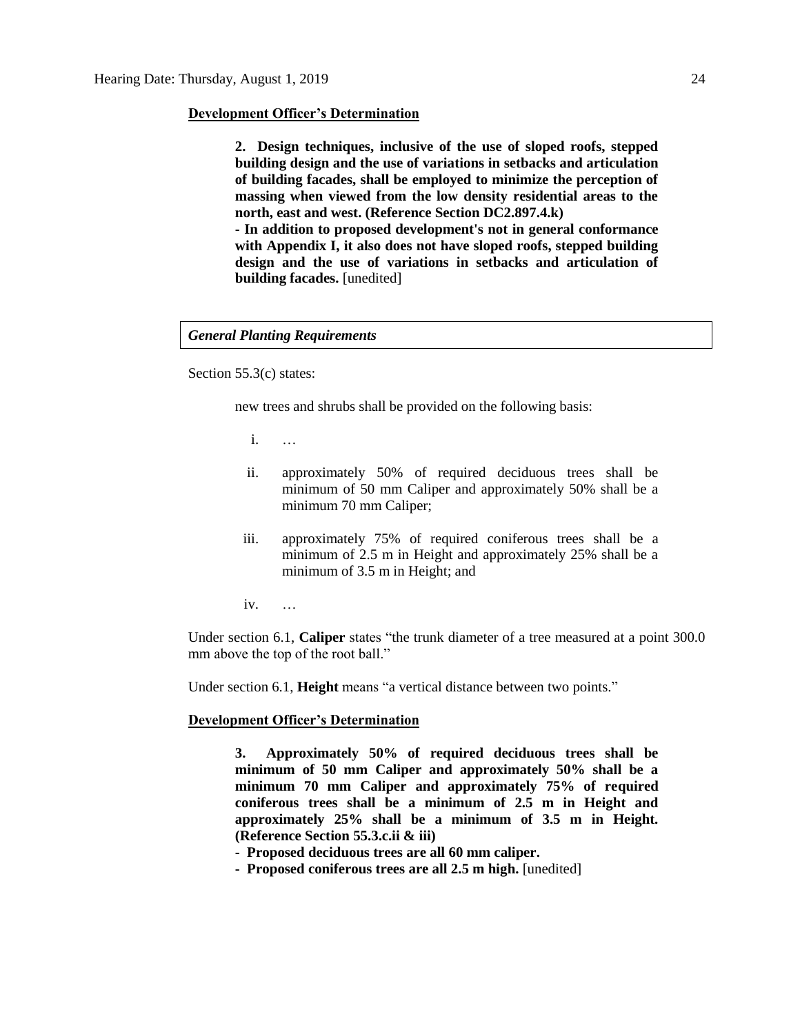**Development Officer's Determination**

> **2. Design techniques, inclusive of the use of sloped roofs, stepped building design and the use of variations in setbacks and articulation of building facades, shall be employed to minimize the perception of massing when viewed from the low density residential areas to the north, east and west. (Reference Section DC2.897.4.k)**
>
> **- In addition to proposed development's not in general conformance with Appendix I, it also does not have sloped roofs, stepped building design and the use of variations in setbacks and articulation of building facades.** [unedited]

***General Planting Requirements***

Section 55.3(c) states:

> new trees and shrubs shall be provided on the following basis:
>
> i. …
>
> ii. approximately 50% of required deciduous trees shall be minimum of 50 mm Caliper and approximately 50% shall be a minimum 70 mm Caliper;
>
> iii. approximately 75% of required coniferous trees shall be a minimum of 2.5 m in Height and approximately 25% shall be a minimum of 3.5 m in Height; and
>
> iv. …

Under section 6.1, **Caliper** states "the trunk diameter of a tree measured at a point 300.0 mm above the top of the root ball."

Under section 6.1, **Height** means "a vertical distance between two points."

**Development Officer's Determination**

> **3. Approximately 50% of required deciduous trees shall be minimum of 50 mm Caliper and approximately 50% shall be a minimum 70 mm Caliper and approximately 75% of required coniferous trees shall be a minimum of 2.5 m in Height and approximately 25% shall be a minimum of 3.5 m in Height. (Reference Section 55.3.c.ii & iii)**
>
> **- Proposed deciduous trees are all 60 mm caliper.**
>
> **- Proposed coniferous trees are all 2.5 m high.** [unedited]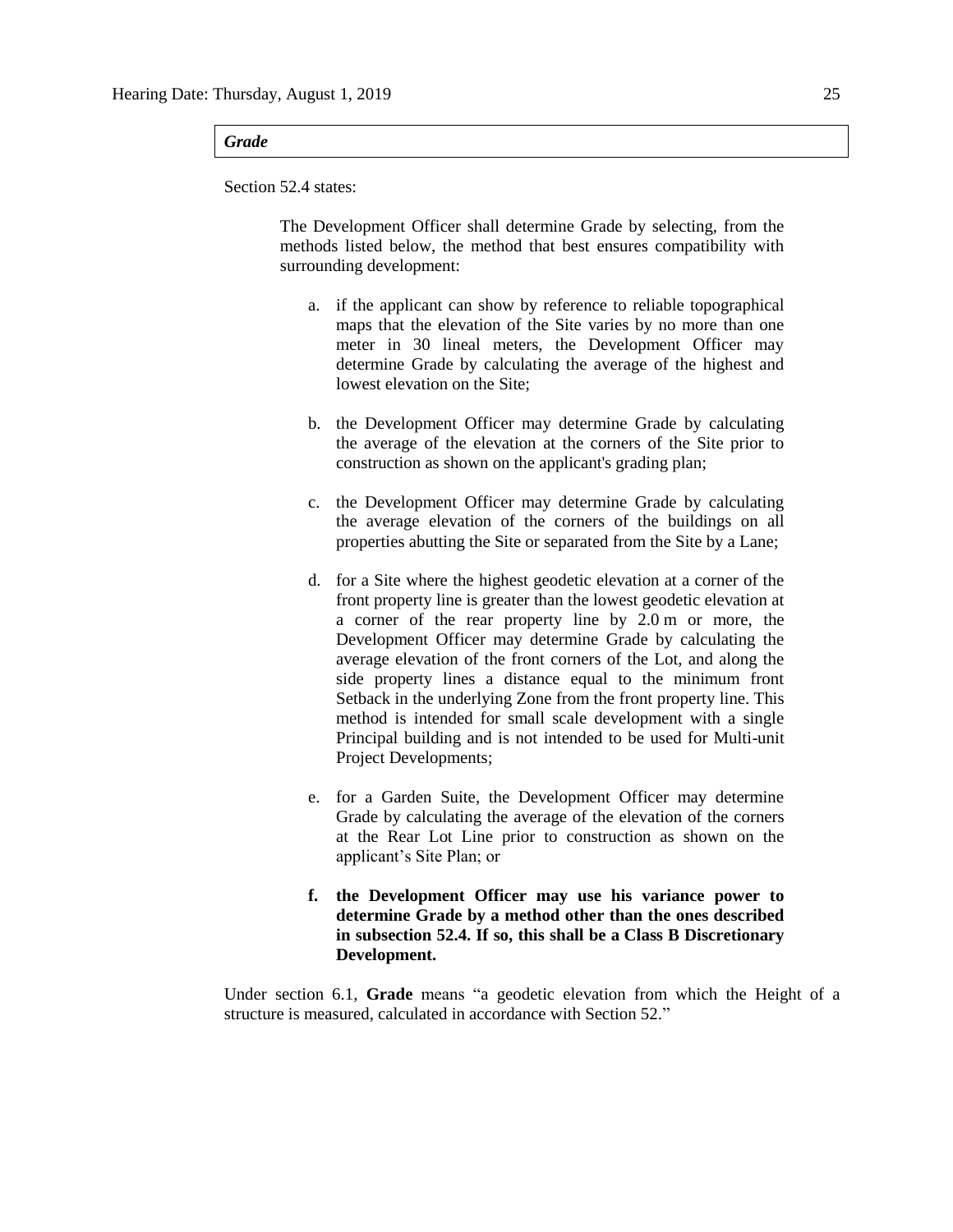***Grade***

Section 52.4 states:

> The Development Officer shall determine Grade by selecting, from the methods listed below, the method that best ensures compatibility with surrounding development:
>
> a. if the applicant can show by reference to reliable topographical maps that the elevation of the Site varies by no more than one meter in 30 lineal meters, the Development Officer may determine Grade by calculating the average of the highest and lowest elevation on the Site;
>
> b. the Development Officer may determine Grade by calculating the average of the elevation at the corners of the Site prior to construction as shown on the applicant's grading plan;
>
> c. the Development Officer may determine Grade by calculating the average elevation of the corners of the buildings on all properties abutting the Site or separated from the Site by a Lane;
>
> d. for a Site where the highest geodetic elevation at a corner of the front property line is greater than the lowest geodetic elevation at a corner of the rear property line by 2.0 m or more, the Development Officer may determine Grade by calculating the average elevation of the front corners of the Lot, and along the side property lines a distance equal to the minimum front Setback in the underlying Zone from the front property line. This method is intended for small scale development with a single Principal building and is not intended to be used for Multi-unit Project Developments;
>
> e. for a Garden Suite, the Development Officer may determine Grade by calculating the average of the elevation of the corners at the Rear Lot Line prior to construction as shown on the applicant's Site Plan; or
>
> **f. the Development Officer may use his variance power to determine Grade by a method other than the ones described in subsection 52.4. If so, this shall be a Class B Discretionary Development.**

Under section 6.1, **Grade** means "a geodetic elevation from which the Height of a structure is measured, calculated in accordance with Section 52."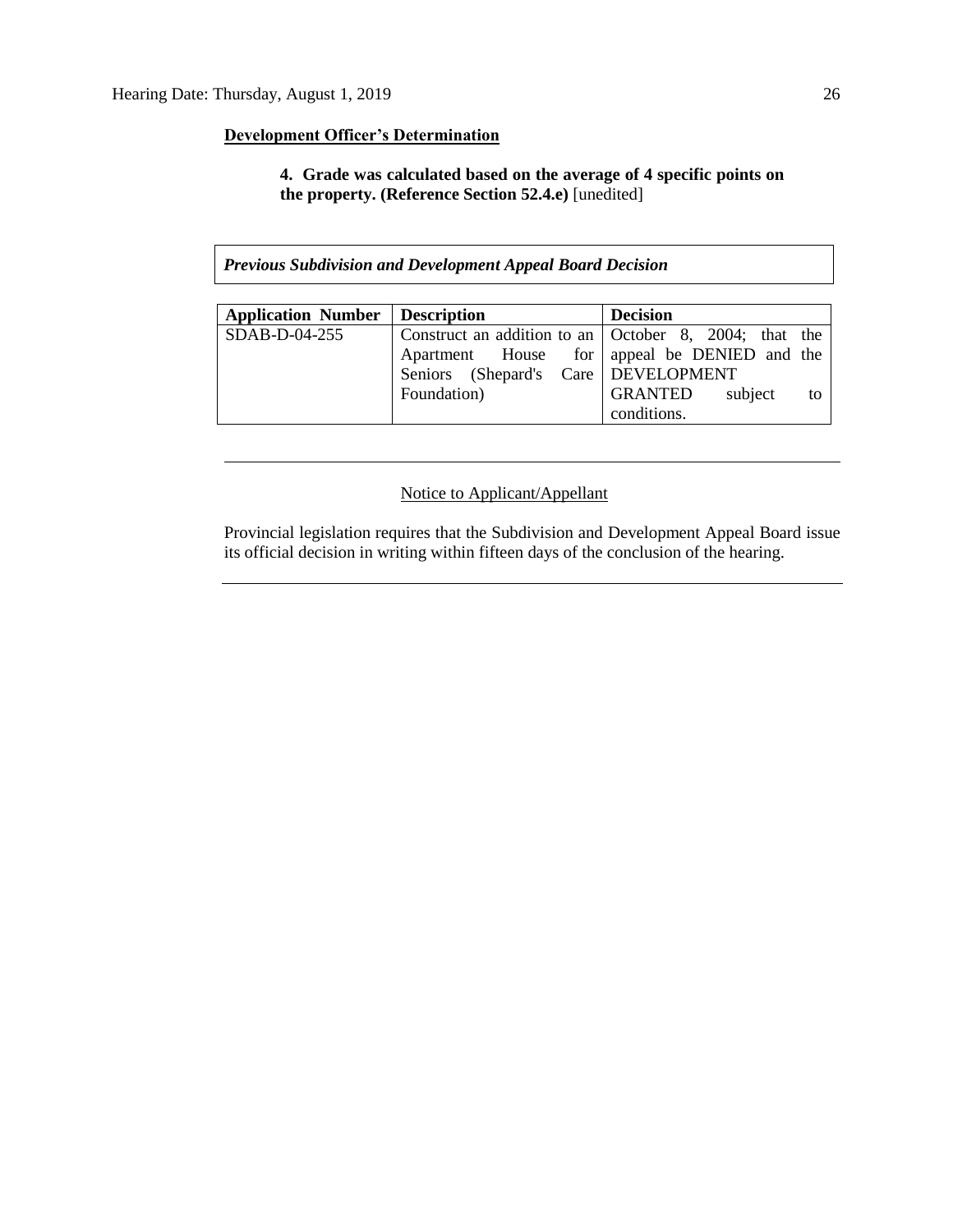**Development Officer's Determination**

**4. Grade was calculated based on the average of 4 specific points on the property. (Reference Section 52.4.e)** [unedited]

***Previous Subdivision and Development Appeal Board Decision***

| **Application Number** | **Description** | **Decision** |
|---|---|---|
| SDAB-D-04-255 | Construct an addition to an Apartment House for Seniors (Shepard's Care Foundation) | October 8, 2004; that the appeal be DENIED and the DEVELOPMENT GRANTED subject to conditions. |

---

Notice to Applicant/Appellant

Provincial legislation requires that the Subdivision and Development Appeal Board issue its official decision in writing within fifteen days of the conclusion of the hearing.

---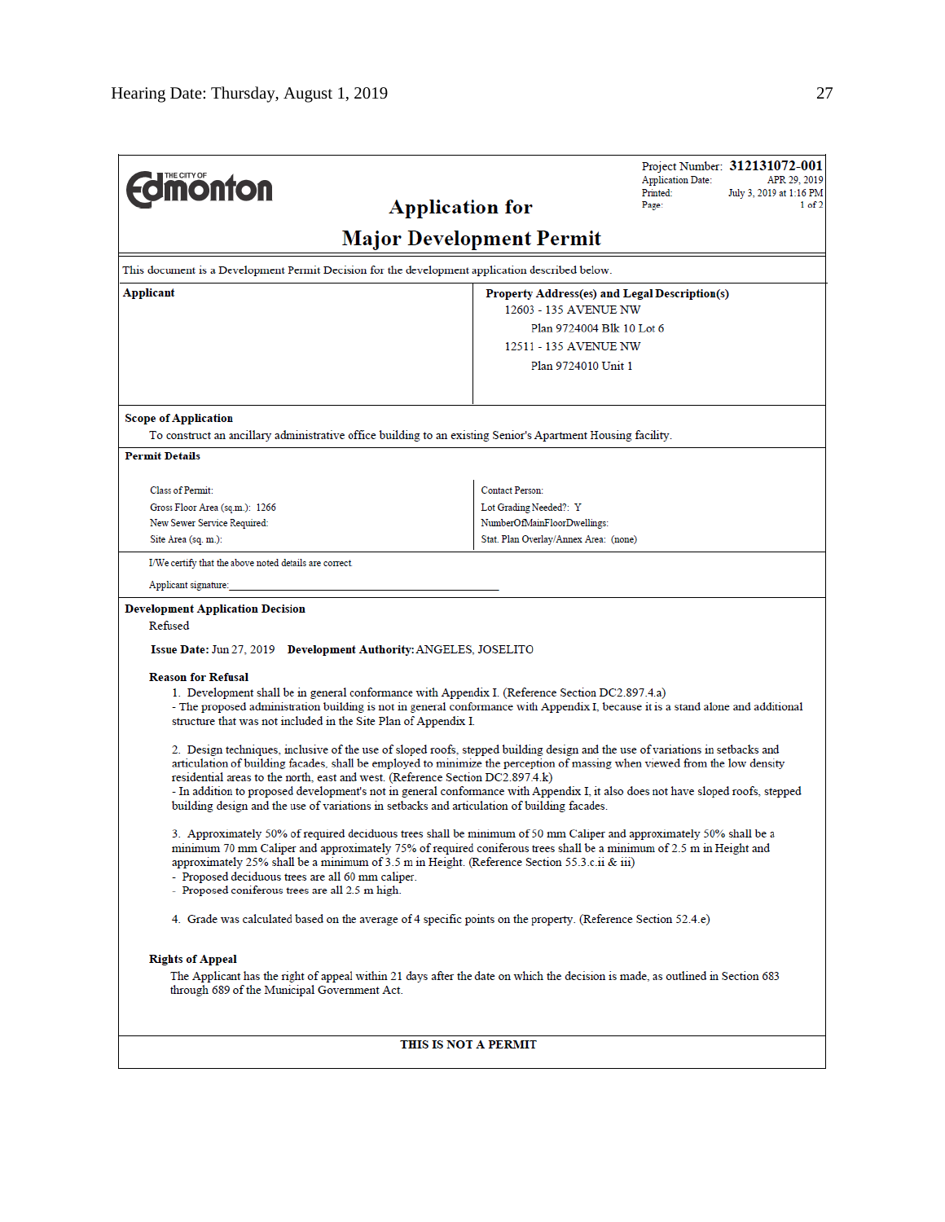Project Number: **312131072-001**
Application Date: APR 29, 2019
Printed: July 3, 2019 at 1:16 PM

# Application for Major Development Permit

This document is a Development Permit Decision for the development application described below.

**Applicant**

**Property Address(es) and Legal Description(s)**

12603 - 135 AVENUE NW
Plan 9724004 Blk 10 Lot 6
12511 - 135 AVENUE NW
Plan 9724010 Unit 1

**Scope of Application**

To construct an ancillary administrative office building to an existing Senior's Apartment Housing facility.

**Permit Details**

Class of Permit:
Gross Floor Area (sq.m.): 1266
New Sewer Service Required:
Site Area (sq. m.):

Contact Person:
Lot Grading Needed?: Y
NumberOfMainFloorDwellings:
Stat. Plan Overlay/Annex Area: (none)

I/We certify that the above noted details are correct.

Applicant signature:_______________________________________

**Development Application Decision**

Refused

**Issue Date:** Jun 27, 2019 **Development Authority:** ANGELES, JOSELITO

**Reason for Refusal**

1. Development shall be in general conformance with Appendix I. (Reference Section DC2.897.4.a)
- The proposed administration building is not in general conformance with Appendix I, because it is a stand alone and additional structure that was not included in the Site Plan of Appendix I.

2. Design techniques, inclusive of the use of sloped roofs, stepped building design and the use of variations in setbacks and articulation of building facades, shall be employed to minimize the perception of massing when viewed from the low density residential areas to the north, east and west. (Reference Section DC2.897.4.k)
- In addition to proposed development's not in general conformance with Appendix I, it also does not have sloped roofs, stepped building design and the use of variations in setbacks and articulation of building facades.

3. Approximately 50% of required deciduous trees shall be minimum of 50 mm Caliper and approximately 50% shall be a minimum 70 mm Caliper and approximately 75% of required coniferous trees shall be a minimum of 2.5 m in Height and approximately 25% shall be a minimum of 3.5 m in Height. (Reference Section 55.3.c.ii & iii)
- Proposed deciduous trees are all 60 mm caliper.
- Proposed coniferous trees are all 2.5 m high.

4. Grade was calculated based on the average of 4 specific points on the property. (Reference Section 52.4.e)

**Rights of Appeal**

The Applicant has the right of appeal within 21 days after the date on which the decision is made, as outlined in Section 683 through 689 of the Municipal Government Act.

**THIS IS NOT A PERMIT**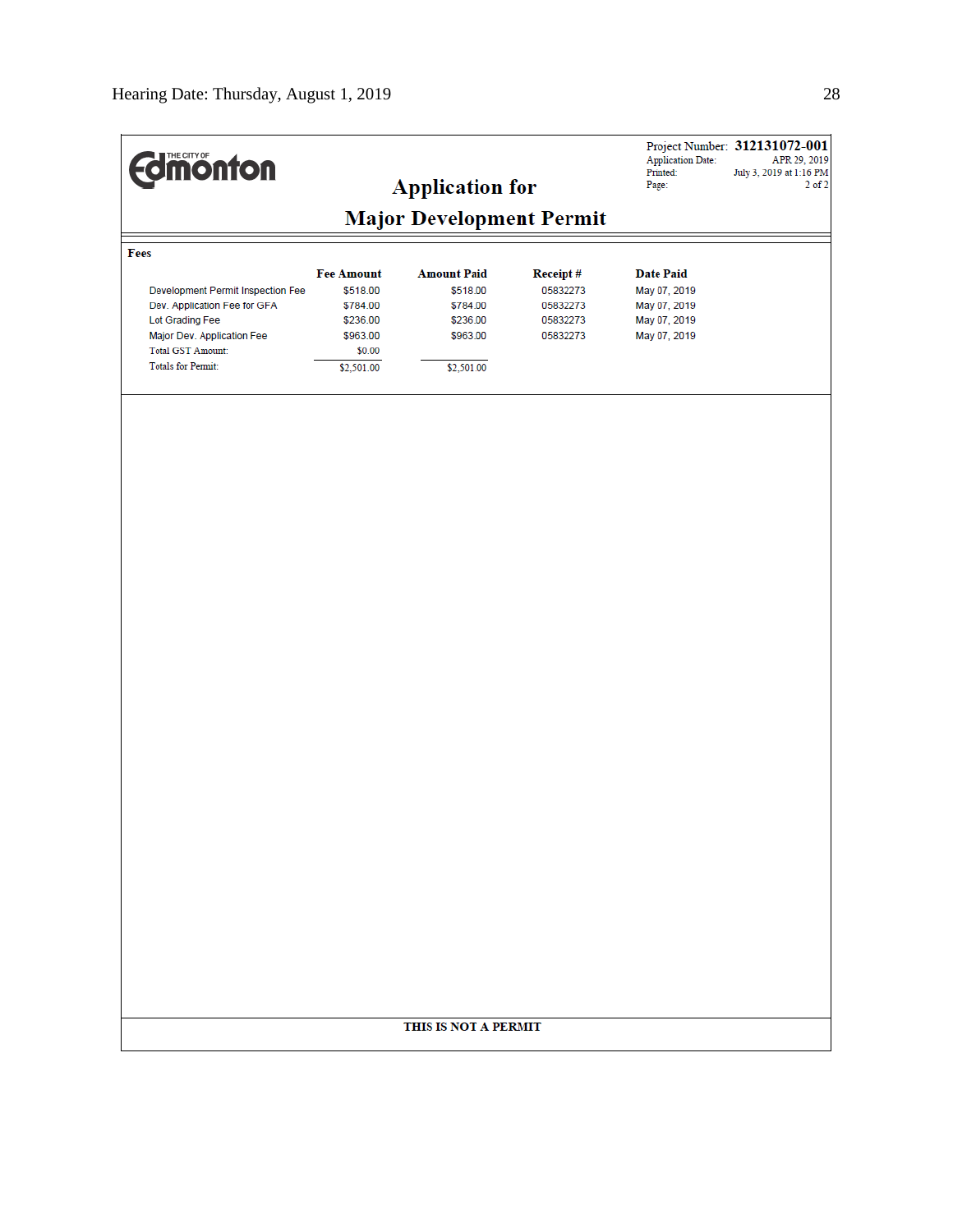Hearing Date: Thursday, August 1, 2019

THE CITY OF Edmonton

# Application for Major Development Permit

Project Number: **312131072-001**
Application Date: APR 29, 2019
Printed: July 3, 2019 at 1:16 PM
Page: 2 of 2

## Fees

| | Fee Amount | Amount Paid | Receipt # | Date Paid |
|---|---|---|---|---|
| Development Permit Inspection Fee | $518.00 | $518.00 | 05832273 | May 07, 2019 |
| Dev. Application Fee for GFA | $784.00 | $784.00 | 05832273 | May 07, 2019 |
| Lot Grading Fee | $236.00 | $236.00 | 05832273 | May 07, 2019 |
| Major Dev. Application Fee | $963.00 | $963.00 | 05832273 | May 07, 2019 |
| Total GST Amount: | $0.00 | | | |
| Totals for Permit: | $2,501.00 | $2,501.00 | | |

**THIS IS NOT A PERMIT**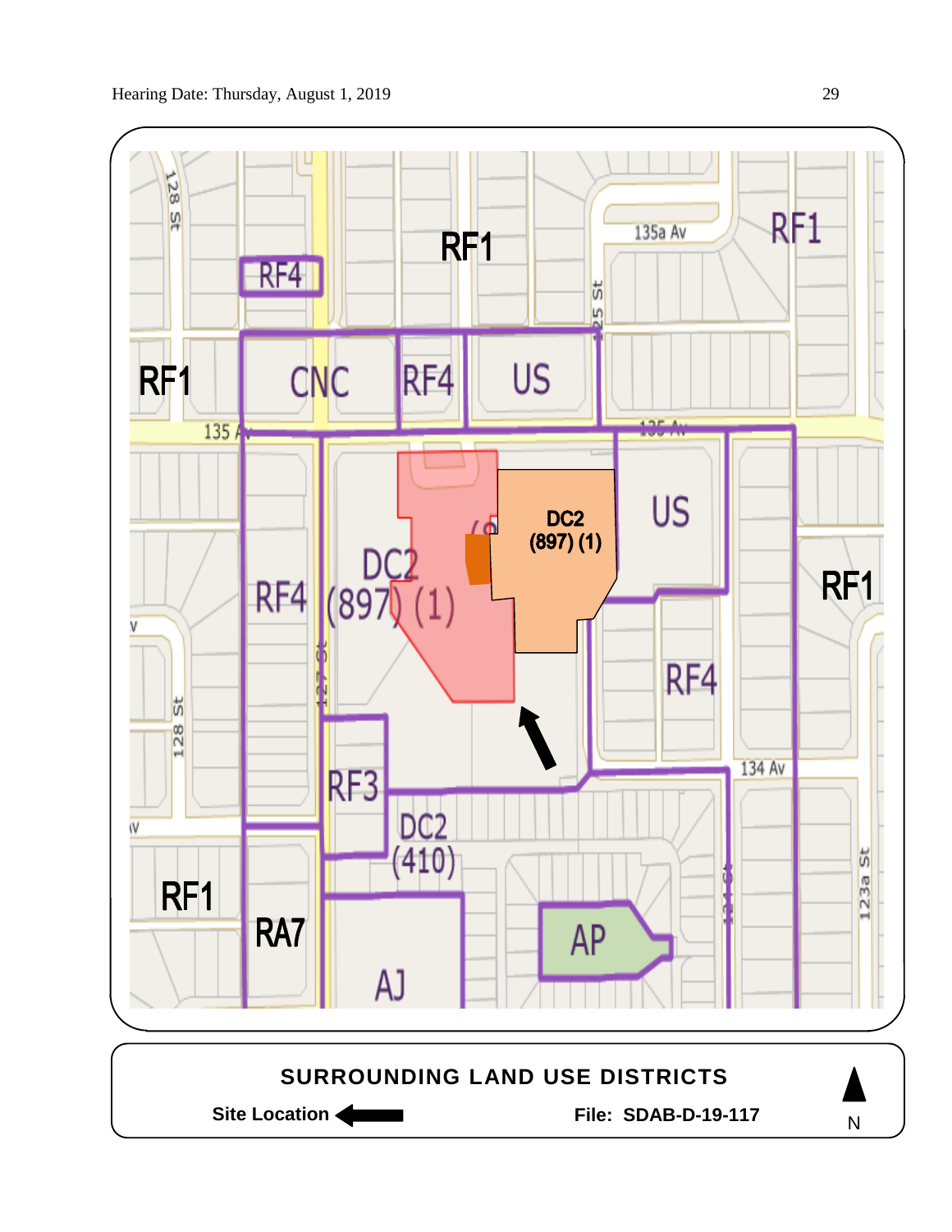RF1

RF4

RF1

CNC

RF4

US

135a Av

RF1

128 St

125 St

135 Av

135 Av

DC2 (897) (1)

DC2 (897) (1)

US

RF4

RF1

127 St

RF4

128 St

RF3

134 Av

DC2 (410)

RF1

RA7

AJ

AP

124 St

123a St

**SURROUNDING LAND USE DISTRICTS**

**Site Location**

**File: SDAB-D-19-117**

N